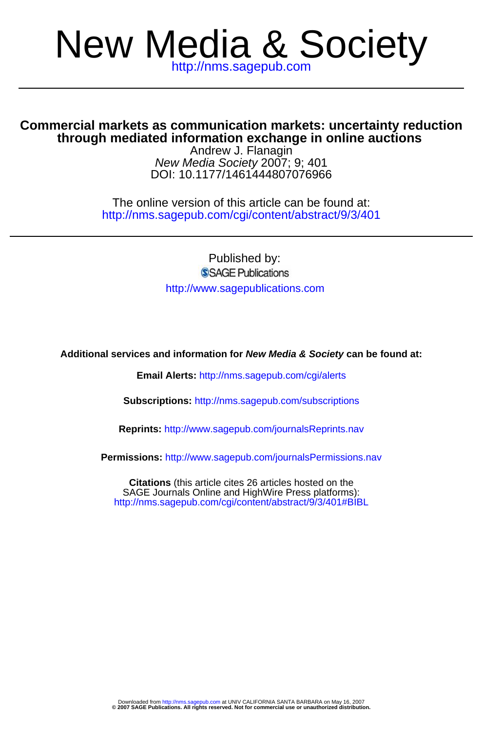# New Media & Society

http://nms.sagepub.com

## Commercial markets as communication markets: uncertainty reduction through mediated information exchange in online auctions

Andrew J. Flanagin

*New Media Society* 2007; 9; 401

DOI: 10.1177/1461444807076966

The online version of this article can be found at:
http://nms.sagepub.com/cgi/content/abstract/9/3/401

Published by:

SAGE Publications

http://www.sagepublications.com

**Additional services and information for *New Media & Society* can be found at:**

**Email Alerts:** http://nms.sagepub.com/cgi/alerts

**Subscriptions:** http://nms.sagepub.com/subscriptions

**Reprints:** http://www.sagepub.com/journalsReprints.nav

**Permissions:** http://www.sagepub.com/journalsPermissions.nav

**Citations** (this article cites 26 articles hosted on the SAGE Journals Online and HighWire Press platforms):
http://nms.sagepub.com/cgi/content/abstract/9/3/401#BIBL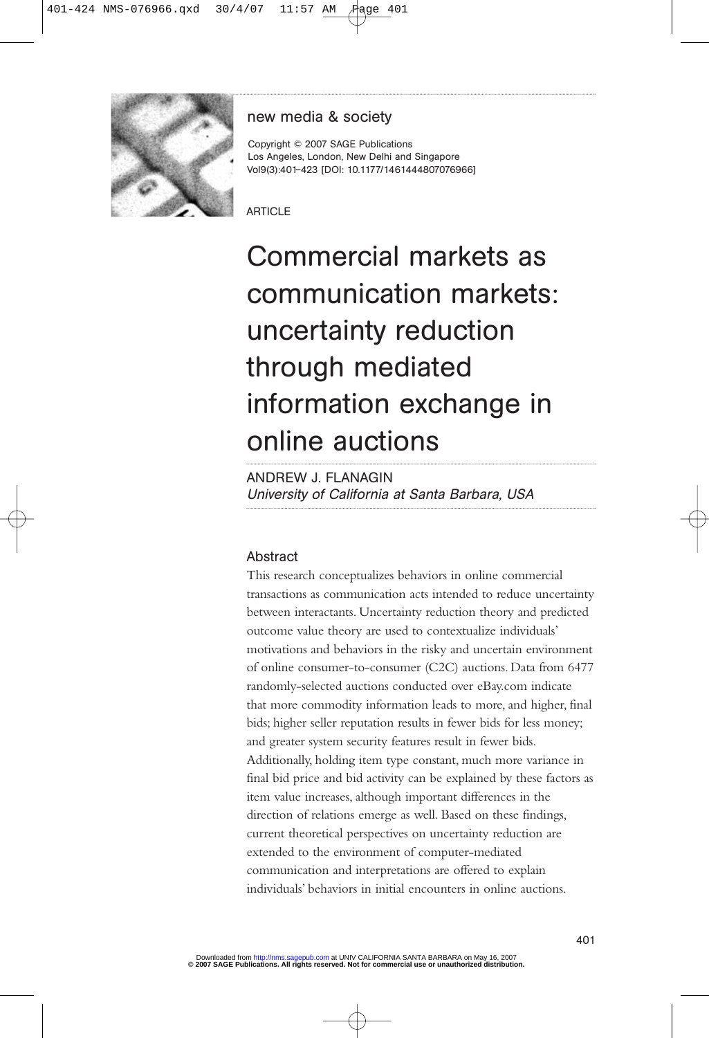new media & society

Copyright © 2007 SAGE Publications
Los Angeles, London, New Delhi and Singapore
Vol9(3):401–423 [DOI: 10.1177/1461444807076966]

ARTICLE

# Commercial markets as communication markets: uncertainty reduction through mediated information exchange in online auctions

ANDREW J. FLANAGIN
*University of California at Santa Barbara, USA*

## Abstract

This research conceptualizes behaviors in online commercial transactions as communication acts intended to reduce uncertainty between interactants. Uncertainty reduction theory and predicted outcome value theory are used to contextualize individuals' motivations and behaviors in the risky and uncertain environment of online consumer-to-consumer (C2C) auctions. Data from 6477 randomly-selected auctions conducted over eBay.com indicate that more commodity information leads to more, and higher, final bids; higher seller reputation results in fewer bids for less money; and greater system security features result in fewer bids. Additionally, holding item type constant, much more variance in final bid price and bid activity can be explained by these factors as item value increases, although important differences in the direction of relations emerge as well. Based on these findings, current theoretical perspectives on uncertainty reduction are extended to the environment of computer-mediated communication and interpretations are offered to explain individuals' behaviors in initial encounters in online auctions.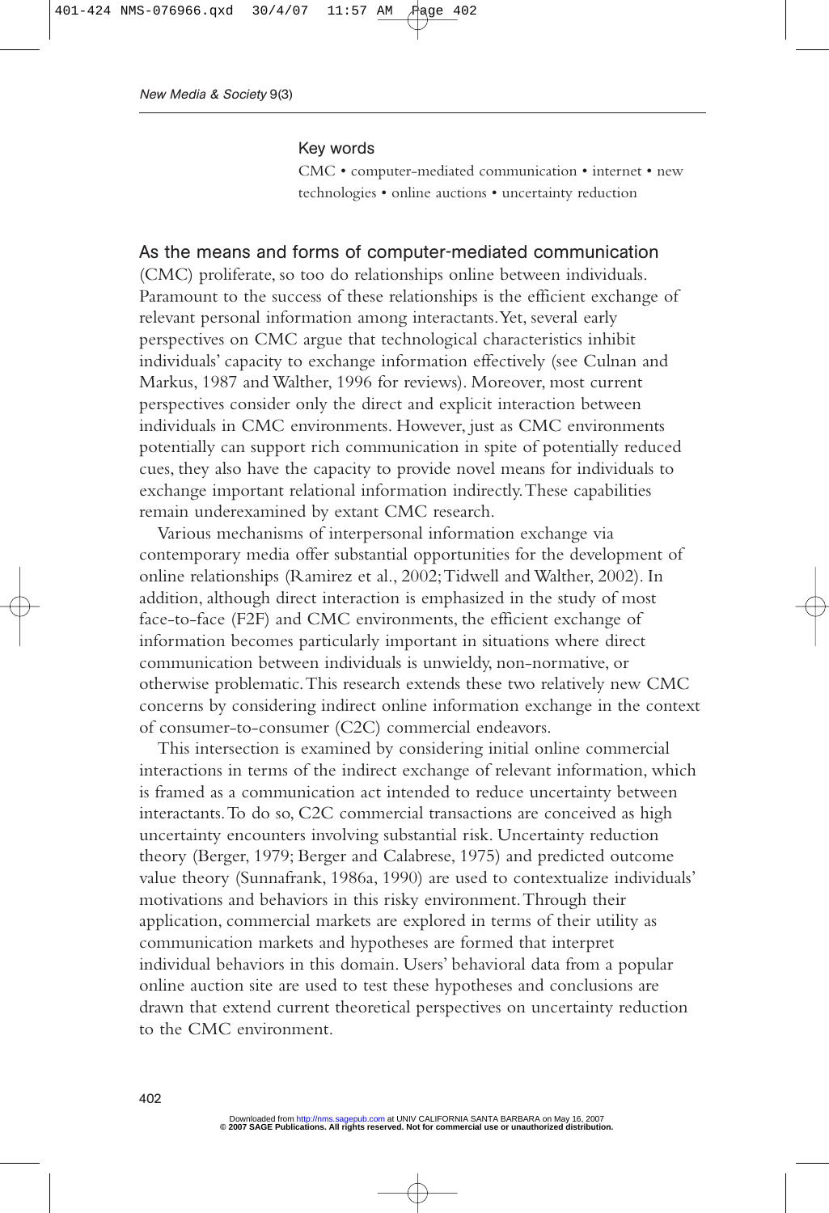Key words

CMC • computer-mediated communication • internet • new technologies • online auctions • uncertainty reduction

As the means and forms of computer-mediated communication (CMC) proliferate, so too do relationships online between individuals. Paramount to the success of these relationships is the efficient exchange of relevant personal information among interactants. Yet, several early perspectives on CMC argue that technological characteristics inhibit individuals' capacity to exchange information effectively (see Culnan and Markus, 1987 and Walther, 1996 for reviews). Moreover, most current perspectives consider only the direct and explicit interaction between individuals in CMC environments. However, just as CMC environments potentially can support rich communication in spite of potentially reduced cues, they also have the capacity to provide novel means for individuals to exchange important relational information indirectly. These capabilities remain underexamined by extant CMC research.

Various mechanisms of interpersonal information exchange via contemporary media offer substantial opportunities for the development of online relationships (Ramirez et al., 2002; Tidwell and Walther, 2002). In addition, although direct interaction is emphasized in the study of most face-to-face (F2F) and CMC environments, the efficient exchange of information becomes particularly important in situations where direct communication between individuals is unwieldy, non-normative, or otherwise problematic. This research extends these two relatively new CMC concerns by considering indirect online information exchange in the context of consumer-to-consumer (C2C) commercial endeavors.

This intersection is examined by considering initial online commercial interactions in terms of the indirect exchange of relevant information, which is framed as a communication act intended to reduce uncertainty between interactants. To do so, C2C commercial transactions are conceived as high uncertainty encounters involving substantial risk. Uncertainty reduction theory (Berger, 1979; Berger and Calabrese, 1975) and predicted outcome value theory (Sunnafrank, 1986a, 1990) are used to contextualize individuals' motivations and behaviors in this risky environment. Through their application, commercial markets are explored in terms of their utility as communication markets and hypotheses are formed that interpret individual behaviors in this domain. Users' behavioral data from a popular online auction site are used to test these hypotheses and conclusions are drawn that extend current theoretical perspectives on uncertainty reduction to the CMC environment.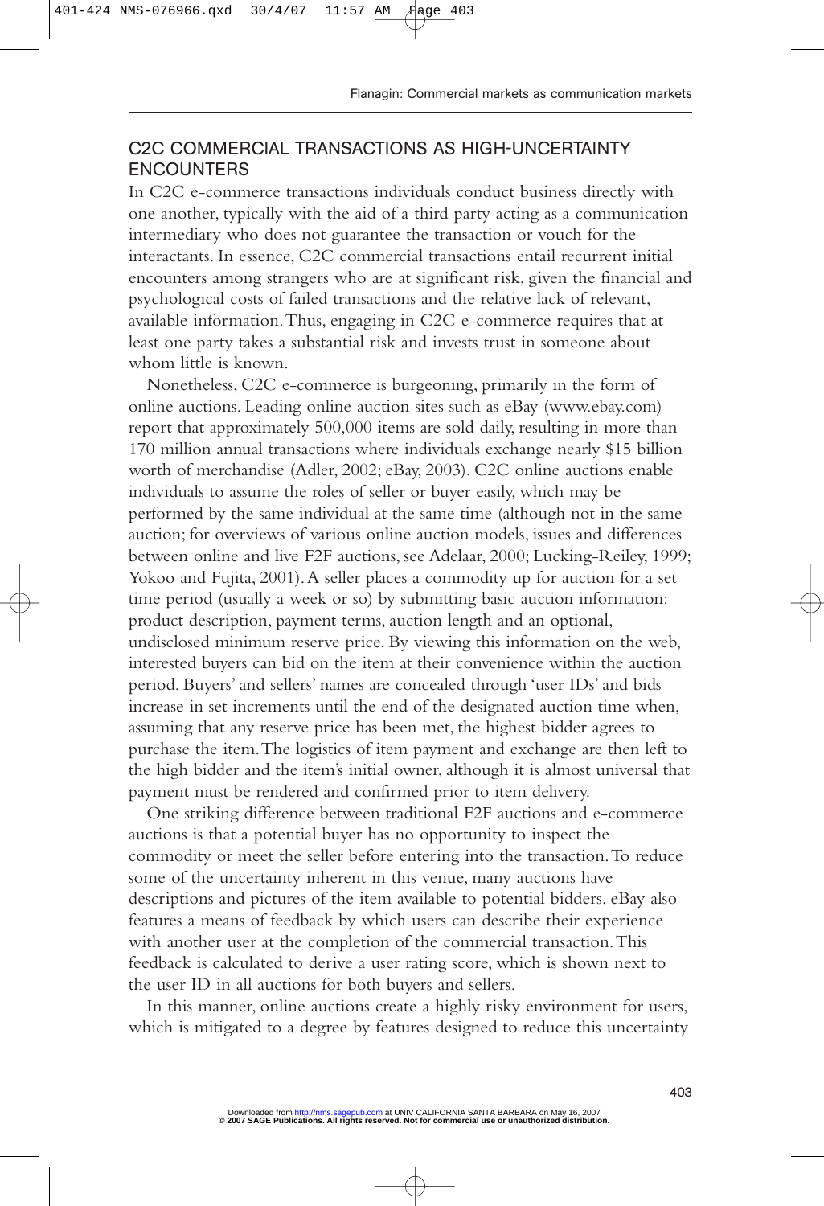## C2C COMMERCIAL TRANSACTIONS AS HIGH-UNCERTAINTY ENCOUNTERS

In C2C e-commerce transactions individuals conduct business directly with one another, typically with the aid of a third party acting as a communication intermediary who does not guarantee the transaction or vouch for the interactants. In essence, C2C commercial transactions entail recurrent initial encounters among strangers who are at significant risk, given the financial and psychological costs of failed transactions and the relative lack of relevant, available information. Thus, engaging in C2C e-commerce requires that at least one party takes a substantial risk and invests trust in someone about whom little is known.

Nonetheless, C2C e-commerce is burgeoning, primarily in the form of online auctions. Leading online auction sites such as eBay (www.ebay.com) report that approximately 500,000 items are sold daily, resulting in more than 170 million annual transactions where individuals exchange nearly $15 billion worth of merchandise (Adler, 2002; eBay, 2003). C2C online auctions enable individuals to assume the roles of seller or buyer easily, which may be performed by the same individual at the same time (although not in the same auction; for overviews of various online auction models, issues and differences between online and live F2F auctions, see Adelaar, 2000; Lucking-Reiley, 1999; Yokoo and Fujita, 2001). A seller places a commodity up for auction for a set time period (usually a week or so) by submitting basic auction information: product description, payment terms, auction length and an optional, undisclosed minimum reserve price. By viewing this information on the web, interested buyers can bid on the item at their convenience within the auction period. Buyers' and sellers' names are concealed through 'user IDs' and bids increase in set increments until the end of the designated auction time when, assuming that any reserve price has been met, the highest bidder agrees to purchase the item. The logistics of item payment and exchange are then left to the high bidder and the item's initial owner, although it is almost universal that payment must be rendered and confirmed prior to item delivery.

One striking difference between traditional F2F auctions and e-commerce auctions is that a potential buyer has no opportunity to inspect the commodity or meet the seller before entering into the transaction. To reduce some of the uncertainty inherent in this venue, many auctions have descriptions and pictures of the item available to potential bidders. eBay also features a means of feedback by which users can describe their experience with another user at the completion of the commercial transaction. This feedback is calculated to derive a user rating score, which is shown next to the user ID in all auctions for both buyers and sellers.

In this manner, online auctions create a highly risky environment for users, which is mitigated to a degree by features designed to reduce this uncertainty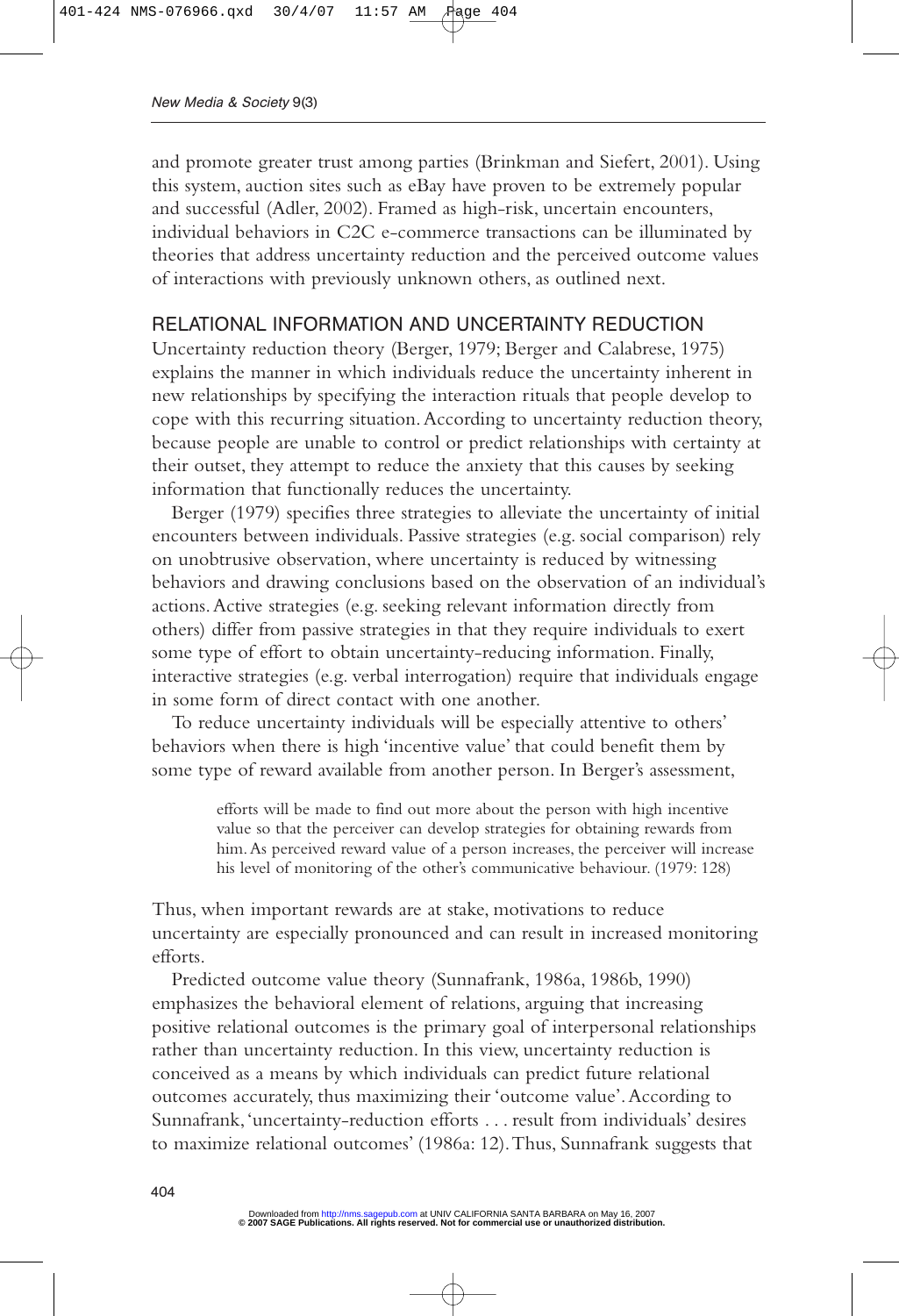and promote greater trust among parties (Brinkman and Siefert, 2001). Using this system, auction sites such as eBay have proven to be extremely popular and successful (Adler, 2002). Framed as high-risk, uncertain encounters, individual behaviors in C2C e-commerce transactions can be illuminated by theories that address uncertainty reduction and the perceived outcome values of interactions with previously unknown others, as outlined next.

## RELATIONAL INFORMATION AND UNCERTAINTY REDUCTION

Uncertainty reduction theory (Berger, 1979; Berger and Calabrese, 1975) explains the manner in which individuals reduce the uncertainty inherent in new relationships by specifying the interaction rituals that people develop to cope with this recurring situation. According to uncertainty reduction theory, because people are unable to control or predict relationships with certainty at their outset, they attempt to reduce the anxiety that this causes by seeking information that functionally reduces the uncertainty.

Berger (1979) specifies three strategies to alleviate the uncertainty of initial encounters between individuals. Passive strategies (e.g. social comparison) rely on unobtrusive observation, where uncertainty is reduced by witnessing behaviors and drawing conclusions based on the observation of an individual's actions. Active strategies (e.g. seeking relevant information directly from others) differ from passive strategies in that they require individuals to exert some type of effort to obtain uncertainty-reducing information. Finally, interactive strategies (e.g. verbal interrogation) require that individuals engage in some form of direct contact with one another.

To reduce uncertainty individuals will be especially attentive to others' behaviors when there is high 'incentive value' that could benefit them by some type of reward available from another person. In Berger's assessment,

> efforts will be made to find out more about the person with high incentive value so that the perceiver can develop strategies for obtaining rewards from him. As perceived reward value of a person increases, the perceiver will increase his level of monitoring of the other's communicative behaviour. (1979: 128)

Thus, when important rewards are at stake, motivations to reduce uncertainty are especially pronounced and can result in increased monitoring efforts.

Predicted outcome value theory (Sunnafrank, 1986a, 1986b, 1990) emphasizes the behavioral element of relations, arguing that increasing positive relational outcomes is the primary goal of interpersonal relationships rather than uncertainty reduction. In this view, uncertainty reduction is conceived as a means by which individuals can predict future relational outcomes accurately, thus maximizing their 'outcome value'. According to Sunnafrank, 'uncertainty-reduction efforts . . . result from individuals' desires to maximize relational outcomes' (1986a: 12). Thus, Sunnafrank suggests that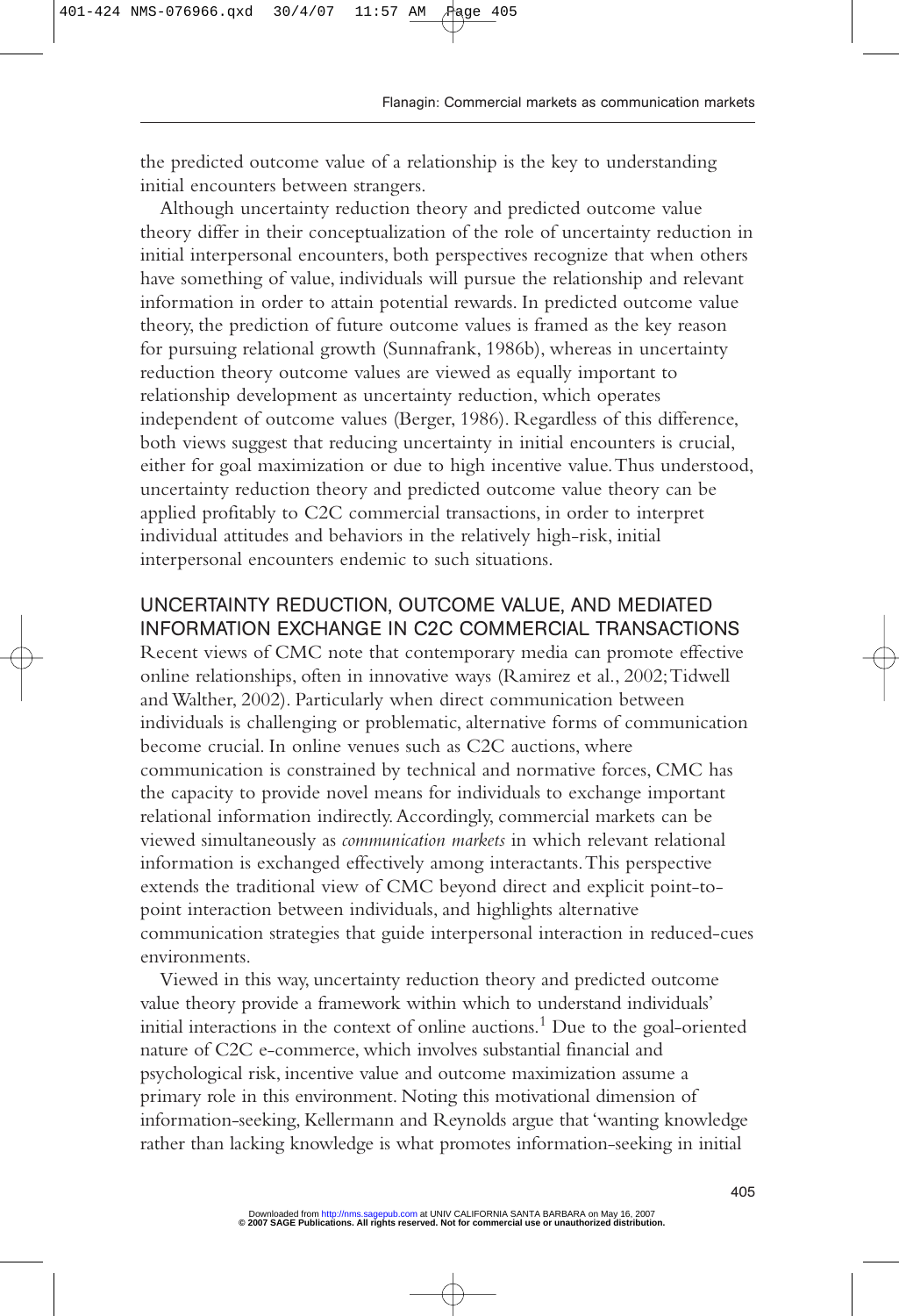the predicted outcome value of a relationship is the key to understanding initial encounters between strangers.

Although uncertainty reduction theory and predicted outcome value theory differ in their conceptualization of the role of uncertainty reduction in initial interpersonal encounters, both perspectives recognize that when others have something of value, individuals will pursue the relationship and relevant information in order to attain potential rewards. In predicted outcome value theory, the prediction of future outcome values is framed as the key reason for pursuing relational growth (Sunnafrank, 1986b), whereas in uncertainty reduction theory outcome values are viewed as equally important to relationship development as uncertainty reduction, which operates independent of outcome values (Berger, 1986). Regardless of this difference, both views suggest that reducing uncertainty in initial encounters is crucial, either for goal maximization or due to high incentive value. Thus understood, uncertainty reduction theory and predicted outcome value theory can be applied profitably to C2C commercial transactions, in order to interpret individual attitudes and behaviors in the relatively high-risk, initial interpersonal encounters endemic to such situations.

## UNCERTAINTY REDUCTION, OUTCOME VALUE, AND MEDIATED INFORMATION EXCHANGE IN C2C COMMERCIAL TRANSACTIONS

Recent views of CMC note that contemporary media can promote effective online relationships, often in innovative ways (Ramirez et al., 2002; Tidwell and Walther, 2002). Particularly when direct communication between individuals is challenging or problematic, alternative forms of communication become crucial. In online venues such as C2C auctions, where communication is constrained by technical and normative forces, CMC has the capacity to provide novel means for individuals to exchange important relational information indirectly. Accordingly, commercial markets can be viewed simultaneously as *communication markets* in which relevant relational information is exchanged effectively among interactants. This perspective extends the traditional view of CMC beyond direct and explicit point-to-point interaction between individuals, and highlights alternative communication strategies that guide interpersonal interaction in reduced-cues environments.

Viewed in this way, uncertainty reduction theory and predicted outcome value theory provide a framework within which to understand individuals' initial interactions in the context of online auctions.[1] Due to the goal-oriented nature of C2C e-commerce, which involves substantial financial and psychological risk, incentive value and outcome maximization assume a primary role in this environment. Noting this motivational dimension of information-seeking, Kellermann and Reynolds argue that 'wanting knowledge rather than lacking knowledge is what promotes information-seeking in initial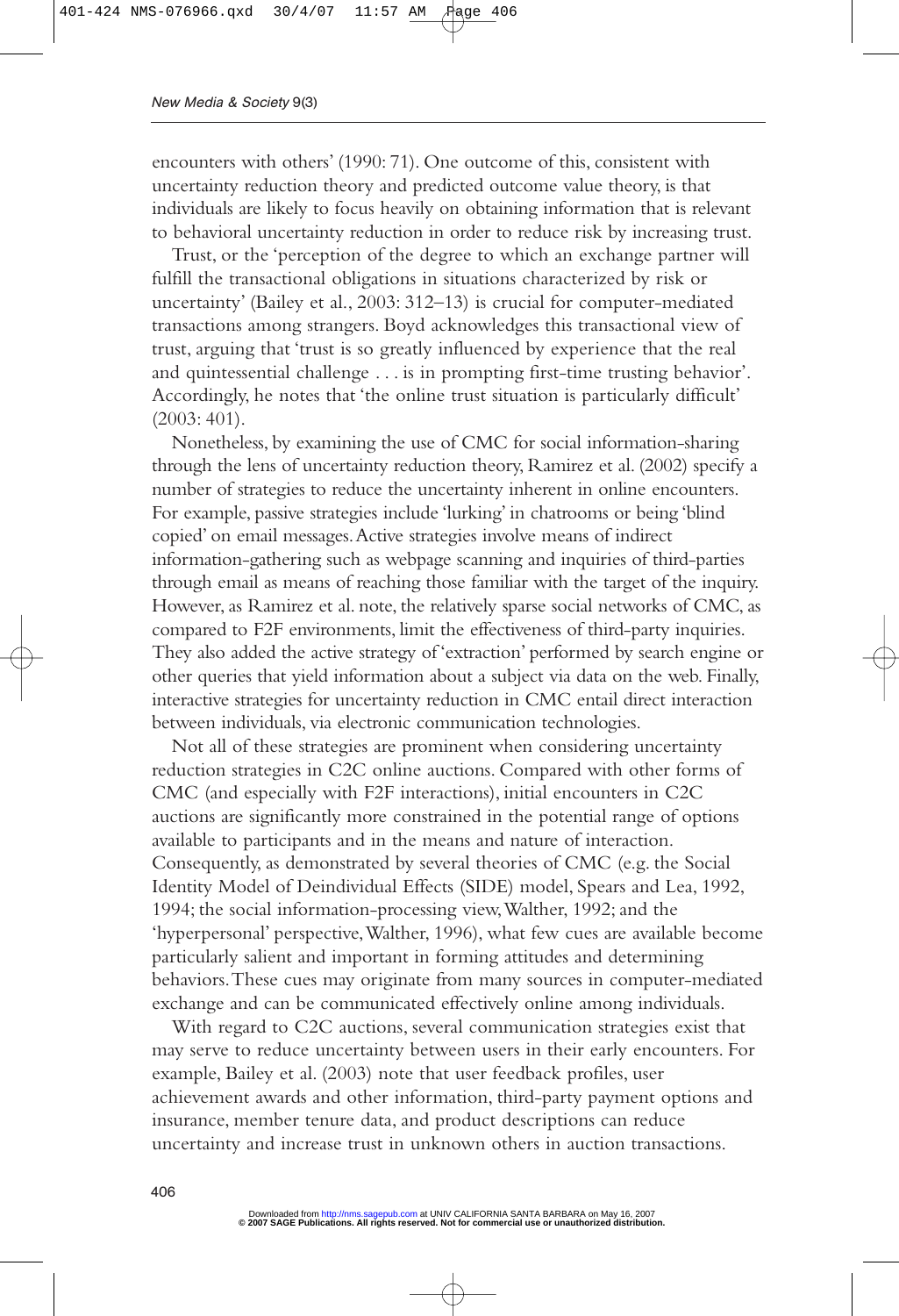encounters with others' (1990: 71). One outcome of this, consistent with uncertainty reduction theory and predicted outcome value theory, is that individuals are likely to focus heavily on obtaining information that is relevant to behavioral uncertainty reduction in order to reduce risk by increasing trust.

Trust, or the 'perception of the degree to which an exchange partner will fulfill the transactional obligations in situations characterized by risk or uncertainty' (Bailey et al., 2003: 312–13) is crucial for computer-mediated transactions among strangers. Boyd acknowledges this transactional view of trust, arguing that 'trust is so greatly influenced by experience that the real and quintessential challenge . . . is in prompting first-time trusting behavior'. Accordingly, he notes that 'the online trust situation is particularly difficult' (2003: 401).

Nonetheless, by examining the use of CMC for social information-sharing through the lens of uncertainty reduction theory, Ramirez et al. (2002) specify a number of strategies to reduce the uncertainty inherent in online encounters. For example, passive strategies include 'lurking' in chatrooms or being 'blind copied' on email messages. Active strategies involve means of indirect information-gathering such as webpage scanning and inquiries of third-parties through email as means of reaching those familiar with the target of the inquiry. However, as Ramirez et al. note, the relatively sparse social networks of CMC, as compared to F2F environments, limit the effectiveness of third-party inquiries. They also added the active strategy of 'extraction' performed by search engine or other queries that yield information about a subject via data on the web. Finally, interactive strategies for uncertainty reduction in CMC entail direct interaction between individuals, via electronic communication technologies.

Not all of these strategies are prominent when considering uncertainty reduction strategies in C2C online auctions. Compared with other forms of CMC (and especially with F2F interactions), initial encounters in C2C auctions are significantly more constrained in the potential range of options available to participants and in the means and nature of interaction. Consequently, as demonstrated by several theories of CMC (e.g. the Social Identity Model of Deindividual Effects (SIDE) model, Spears and Lea, 1992, 1994; the social information-processing view, Walther, 1992; and the 'hyperpersonal' perspective, Walther, 1996), what few cues are available become particularly salient and important in forming attitudes and determining behaviors. These cues may originate from many sources in computer-mediated exchange and can be communicated effectively online among individuals.

With regard to C2C auctions, several communication strategies exist that may serve to reduce uncertainty between users in their early encounters. For example, Bailey et al. (2003) note that user feedback profiles, user achievement awards and other information, third-party payment options and insurance, member tenure data, and product descriptions can reduce uncertainty and increase trust in unknown others in auction transactions.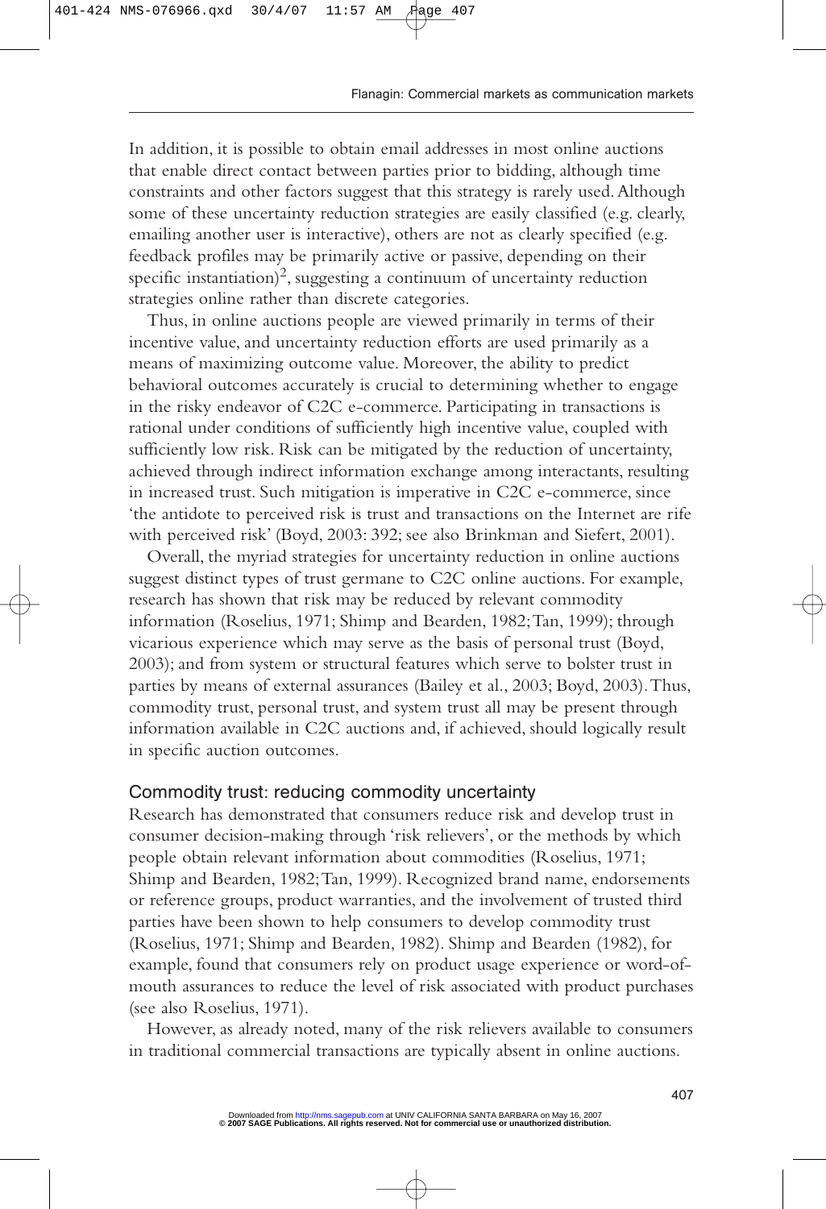In addition, it is possible to obtain email addresses in most online auctions that enable direct contact between parties prior to bidding, although time constraints and other factors suggest that this strategy is rarely used. Although some of these uncertainty reduction strategies are easily classified (e.g. clearly, emailing another user is interactive), others are not as clearly specified (e.g. feedback profiles may be primarily active or passive, depending on their specific instantiation)[2], suggesting a continuum of uncertainty reduction strategies online rather than discrete categories.

Thus, in online auctions people are viewed primarily in terms of their incentive value, and uncertainty reduction efforts are used primarily as a means of maximizing outcome value. Moreover, the ability to predict behavioral outcomes accurately is crucial to determining whether to engage in the risky endeavor of C2C e-commerce. Participating in transactions is rational under conditions of sufficiently high incentive value, coupled with sufficiently low risk. Risk can be mitigated by the reduction of uncertainty, achieved through indirect information exchange among interactants, resulting in increased trust. Such mitigation is imperative in C2C e-commerce, since 'the antidote to perceived risk is trust and transactions on the Internet are rife with perceived risk' (Boyd, 2003: 392; see also Brinkman and Siefert, 2001).

Overall, the myriad strategies for uncertainty reduction in online auctions suggest distinct types of trust germane to C2C online auctions. For example, research has shown that risk may be reduced by relevant commodity information (Roselius, 1971; Shimp and Bearden, 1982; Tan, 1999); through vicarious experience which may serve as the basis of personal trust (Boyd, 2003); and from system or structural features which serve to bolster trust in parties by means of external assurances (Bailey et al., 2003; Boyd, 2003). Thus, commodity trust, personal trust, and system trust all may be present through information available in C2C auctions and, if achieved, should logically result in specific auction outcomes.

### Commodity trust: reducing commodity uncertainty

Research has demonstrated that consumers reduce risk and develop trust in consumer decision-making through 'risk relievers', or the methods by which people obtain relevant information about commodities (Roselius, 1971; Shimp and Bearden, 1982; Tan, 1999). Recognized brand name, endorsements or reference groups, product warranties, and the involvement of trusted third parties have been shown to help consumers to develop commodity trust (Roselius, 1971; Shimp and Bearden, 1982). Shimp and Bearden (1982), for example, found that consumers rely on product usage experience or word-of-mouth assurances to reduce the level of risk associated with product purchases (see also Roselius, 1971).

However, as already noted, many of the risk relievers available to consumers in traditional commercial transactions are typically absent in online auctions.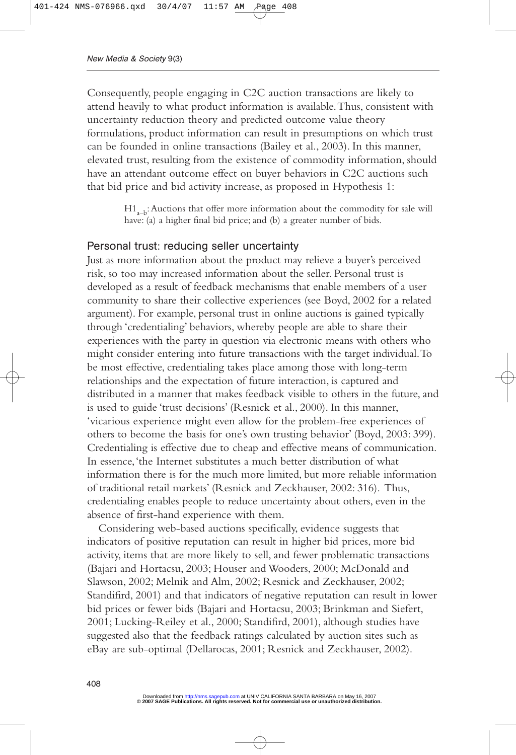Consequently, people engaging in C2C auction transactions are likely to attend heavily to what product information is available. Thus, consistent with uncertainty reduction theory and predicted outcome value theory formulations, product information can result in presumptions on which trust can be founded in online transactions (Bailey et al., 2003). In this manner, elevated trust, resulting from the existence of commodity information, should have an attendant outcome effect on buyer behaviors in C2C auctions such that bid price and bid activity increase, as proposed in Hypothesis 1:

> $H1_{a–b}$: Auctions that offer more information about the commodity for sale will have: (a) a higher final bid price; and (b) a greater number of bids.

## Personal trust: reducing seller uncertainty

Just as more information about the product may relieve a buyer's perceived risk, so too may increased information about the seller. Personal trust is developed as a result of feedback mechanisms that enable members of a user community to share their collective experiences (see Boyd, 2002 for a related argument). For example, personal trust in online auctions is gained typically through 'credentialing' behaviors, whereby people are able to share their experiences with the party in question via electronic means with others who might consider entering into future transactions with the target individual. To be most effective, credentialing takes place among those with long-term relationships and the expectation of future interaction, is captured and distributed in a manner that makes feedback visible to others in the future, and is used to guide 'trust decisions' (Resnick et al., 2000). In this manner, 'vicarious experience might even allow for the problem-free experiences of others to become the basis for one's own trusting behavior' (Boyd, 2003: 399). Credentialing is effective due to cheap and effective means of communication. In essence, 'the Internet substitutes a much better distribution of what information there is for the much more limited, but more reliable information of traditional retail markets' (Resnick and Zeckhauser, 2002: 316). Thus, credentialing enables people to reduce uncertainty about others, even in the absence of first-hand experience with them.

Considering web-based auctions specifically, evidence suggests that indicators of positive reputation can result in higher bid prices, more bid activity, items that are more likely to sell, and fewer problematic transactions (Bajari and Hortacsu, 2003; Houser and Wooders, 2000; McDonald and Slawson, 2002; Melnik and Alm, 2002; Resnick and Zeckhauser, 2002; Standifird, 2001) and that indicators of negative reputation can result in lower bid prices or fewer bids (Bajari and Hortacsu, 2003; Brinkman and Siefert, 2001; Lucking-Reiley et al., 2000; Standifird, 2001), although studies have suggested also that the feedback ratings calculated by auction sites such as eBay are sub-optimal (Dellarocas, 2001; Resnick and Zeckhauser, 2002).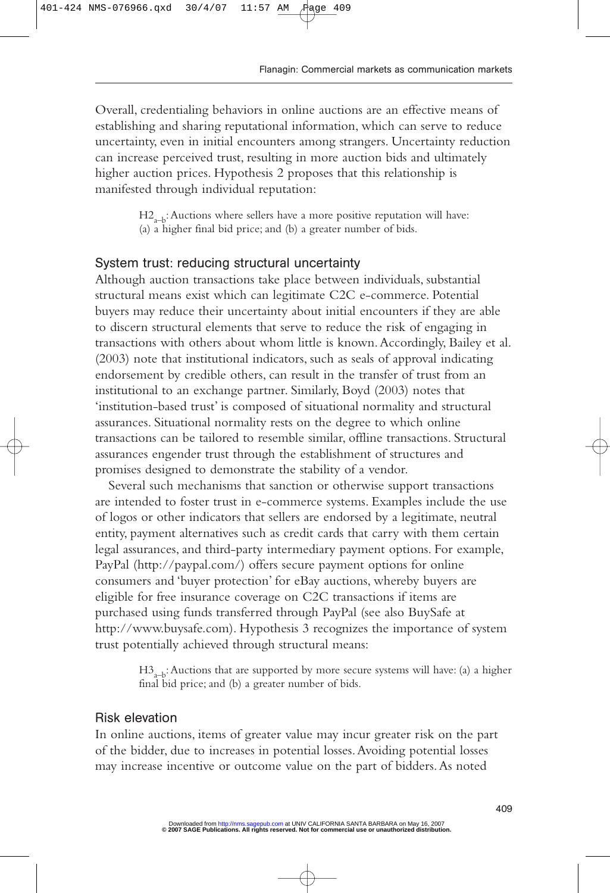Overall, credentialing behaviors in online auctions are an effective means of establishing and sharing reputational information, which can serve to reduce uncertainty, even in initial encounters among strangers. Uncertainty reduction can increase perceived trust, resulting in more auction bids and ultimately higher auction prices. Hypothesis 2 proposes that this relationship is manifested through individual reputation:

> $H2_{a–b}$: Auctions where sellers have a more positive reputation will have: (a) a higher final bid price; and (b) a greater number of bids.

## System trust: reducing structural uncertainty

Although auction transactions take place between individuals, substantial structural means exist which can legitimate C2C e-commerce. Potential buyers may reduce their uncertainty about initial encounters if they are able to discern structural elements that serve to reduce the risk of engaging in transactions with others about whom little is known. Accordingly, Bailey et al. (2003) note that institutional indicators, such as seals of approval indicating endorsement by credible others, can result in the transfer of trust from an institutional to an exchange partner. Similarly, Boyd (2003) notes that 'institution-based trust' is composed of situational normality and structural assurances. Situational normality rests on the degree to which online transactions can be tailored to resemble similar, offline transactions. Structural assurances engender trust through the establishment of structures and promises designed to demonstrate the stability of a vendor.

Several such mechanisms that sanction or otherwise support transactions are intended to foster trust in e-commerce systems. Examples include the use of logos or other indicators that sellers are endorsed by a legitimate, neutral entity, payment alternatives such as credit cards that carry with them certain legal assurances, and third-party intermediary payment options. For example, PayPal (http://paypal.com/) offers secure payment options for online consumers and 'buyer protection' for eBay auctions, whereby buyers are eligible for free insurance coverage on C2C transactions if items are purchased using funds transferred through PayPal (see also BuySafe at http://www.buysafe.com). Hypothesis 3 recognizes the importance of system trust potentially achieved through structural means:

> $H3_{a–b}$: Auctions that are supported by more secure systems will have: (a) a higher final bid price; and (b) a greater number of bids.

## Risk elevation

In online auctions, items of greater value may incur greater risk on the part of the bidder, due to increases in potential losses. Avoiding potential losses may increase incentive or outcome value on the part of bidders. As noted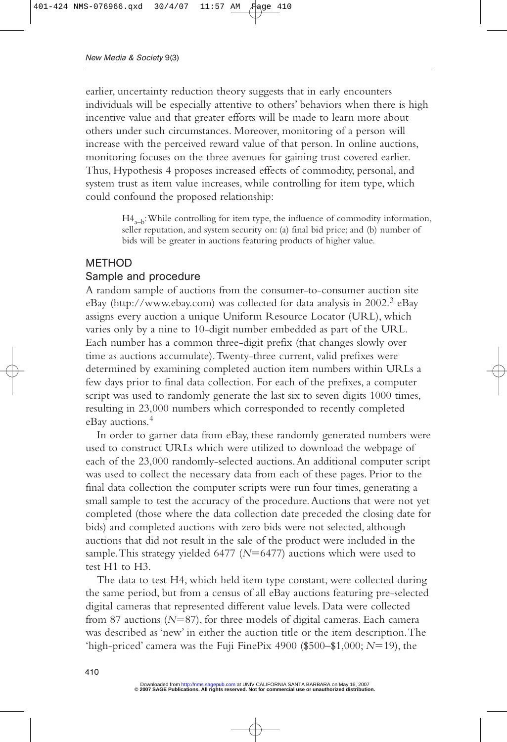earlier, uncertainty reduction theory suggests that in early encounters individuals will be especially attentive to others' behaviors when there is high incentive value and that greater efforts will be made to learn more about others under such circumstances. Moreover, monitoring of a person will increase with the perceived reward value of that person. In online auctions, monitoring focuses on the three avenues for gaining trust covered earlier. Thus, Hypothesis 4 proposes increased effects of commodity, personal, and system trust as item value increases, while controlling for item type, which could confound the proposed relationship:

> $H4_{a-b}$: While controlling for item type, the influence of commodity information, seller reputation, and system security on: (a) final bid price; and (b) number of bids will be greater in auctions featuring products of higher value.

## METHOD

### Sample and procedure

A random sample of auctions from the consumer-to-consumer auction site eBay (http://www.ebay.com) was collected for data analysis in 2002.[3] eBay assigns every auction a unique Uniform Resource Locator (URL), which varies only by a nine to 10-digit number embedded as part of the URL. Each number has a common three-digit prefix (that changes slowly over time as auctions accumulate). Twenty-three current, valid prefixes were determined by examining completed auction item numbers within URLs a few days prior to final data collection. For each of the prefixes, a computer script was used to randomly generate the last six to seven digits 1000 times, resulting in 23,000 numbers which corresponded to recently completed eBay auctions.[4]

In order to garner data from eBay, these randomly generated numbers were used to construct URLs which were utilized to download the webpage of each of the 23,000 randomly-selected auctions. An additional computer script was used to collect the necessary data from each of these pages. Prior to the final data collection the computer scripts were run four times, generating a small sample to test the accuracy of the procedure. Auctions that were not yet completed (those where the data collection date preceded the closing date for bids) and completed auctions with zero bids were not selected, although auctions that did not result in the sale of the product were included in the sample. This strategy yielded 6477 ($N$=6477) auctions which were used to test H1 to H3.

The data to test H4, which held item type constant, were collected during the same period, but from a census of all eBay auctions featuring pre-selected digital cameras that represented different value levels. Data were collected from 87 auctions ($N$=87), for three models of digital cameras. Each camera was described as 'new' in either the auction title or the item description. The 'high-priced' camera was the Fuji FinePix 4900 ($500–$1,000; $N$=19), the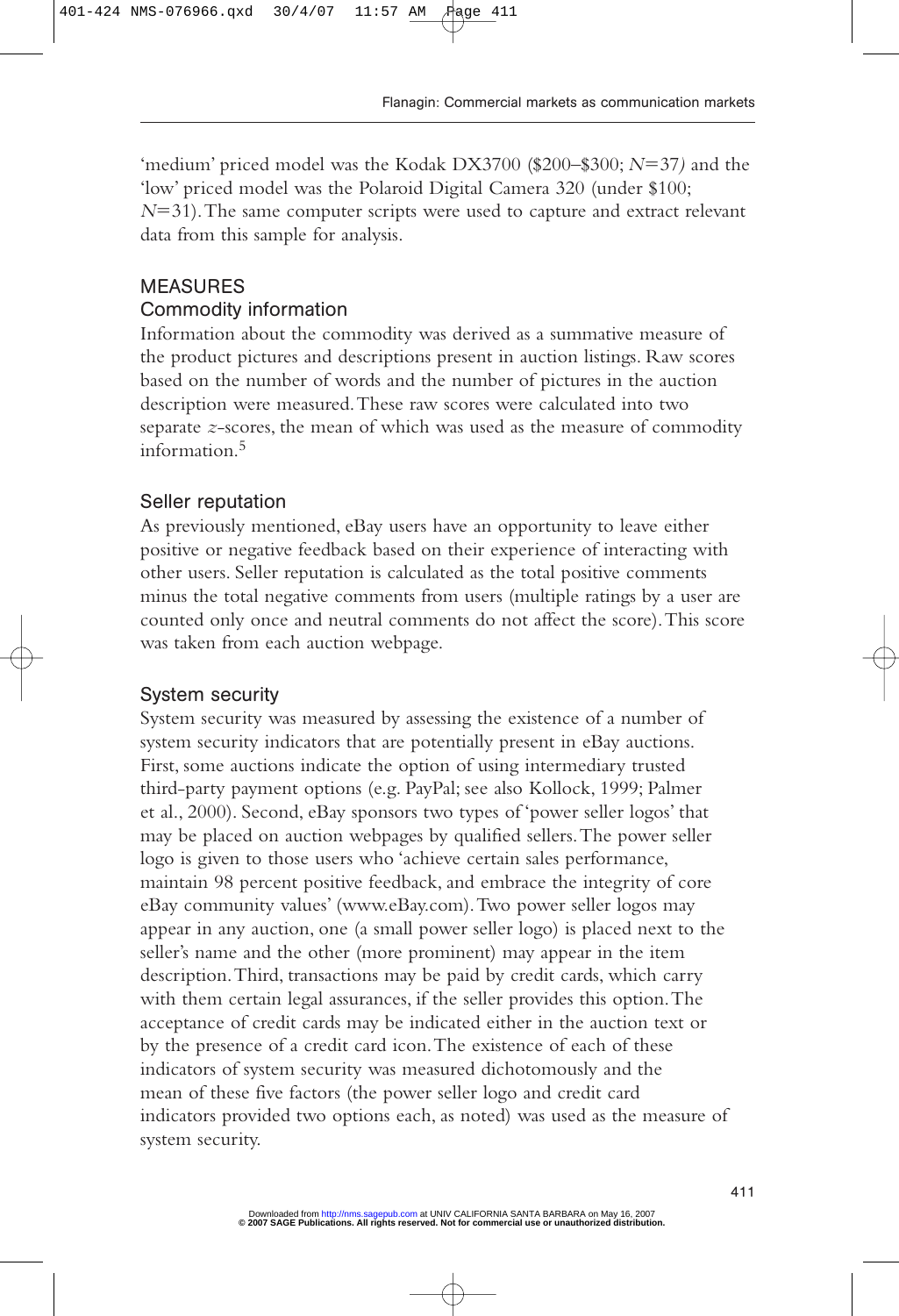'medium' priced model was the Kodak DX3700 (\$200–\$300; $N$=37) and the 'low' priced model was the Polaroid Digital Camera 320 (under \$100; $N$=31). The same computer scripts were used to capture and extract relevant data from this sample for analysis.

## MEASURES

### Commodity information

Information about the commodity was derived as a summative measure of the product pictures and descriptions present in auction listings. Raw scores based on the number of words and the number of pictures in the auction description were measured. These raw scores were calculated into two separate $z$-scores, the mean of which was used as the measure of commodity information.[5]

### Seller reputation

As previously mentioned, eBay users have an opportunity to leave either positive or negative feedback based on their experience of interacting with other users. Seller reputation is calculated as the total positive comments minus the total negative comments from users (multiple ratings by a user are counted only once and neutral comments do not affect the score). This score was taken from each auction webpage.

### System security

System security was measured by assessing the existence of a number of system security indicators that are potentially present in eBay auctions. First, some auctions indicate the option of using intermediary trusted third-party payment options (e.g. PayPal; see also Kollock, 1999; Palmer et al., 2000). Second, eBay sponsors two types of 'power seller logos' that may be placed on auction webpages by qualified sellers. The power seller logo is given to those users who 'achieve certain sales performance, maintain 98 percent positive feedback, and embrace the integrity of core eBay community values' (www.eBay.com). Two power seller logos may appear in any auction, one (a small power seller logo) is placed next to the seller's name and the other (more prominent) may appear in the item description. Third, transactions may be paid by credit cards, which carry with them certain legal assurances, if the seller provides this option. The acceptance of credit cards may be indicated either in the auction text or by the presence of a credit card icon. The existence of each of these indicators of system security was measured dichotomously and the mean of these five factors (the power seller logo and credit card indicators provided two options each, as noted) was used as the measure of system security.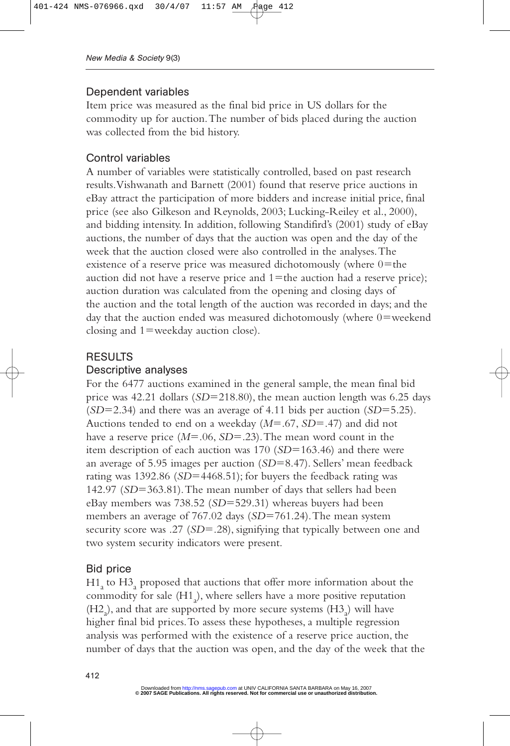## Dependent variables

Item price was measured as the final bid price in US dollars for the commodity up for auction. The number of bids placed during the auction was collected from the bid history.

## Control variables

A number of variables were statistically controlled, based on past research results. Vishwanath and Barnett (2001) found that reserve price auctions in eBay attract the participation of more bidders and increase initial price, final price (see also Gilkeson and Reynolds, 2003; Lucking-Reiley et al., 2000), and bidding intensity. In addition, following Standifird's (2001) study of eBay auctions, the number of days that the auction was open and the day of the week that the auction closed were also controlled in the analyses. The existence of a reserve price was measured dichotomously (where 0=the auction did not have a reserve price and 1=the auction had a reserve price); auction duration was calculated from the opening and closing days of the auction and the total length of the auction was recorded in days; and the day that the auction ended was measured dichotomously (where 0=weekend closing and 1=weekday auction close).

# RESULTS

## Descriptive analyses

For the 6477 auctions examined in the general sample, the mean final bid price was 42.21 dollars (*SD*=218.80), the mean auction length was 6.25 days (*SD*=2.34) and there was an average of 4.11 bids per auction (*SD*=5.25). Auctions tended to end on a weekday (*M*=.67, *SD*=.47) and did not have a reserve price (*M*=.06, *SD*=.23). The mean word count in the item description of each auction was 170 (*SD*=163.46) and there were an average of 5.95 images per auction (*SD*=8.47). Sellers' mean feedback rating was 1392.86 (*SD*=4468.51); for buyers the feedback rating was 142.97 (*SD*=363.81). The mean number of days that sellers had been eBay members was 738.52 (*SD*=529.31) whereas buyers had been members an average of 767.02 days (*SD*=761.24). The mean system security score was .27 (*SD*=.28), signifying that typically between one and two system security indicators were present.

## Bid price

$H1_a$ to $H3_a$ proposed that auctions that offer more information about the commodity for sale ($H1_a$), where sellers have a more positive reputation ($H2_a$), and that are supported by more secure systems ($H3_a$) will have higher final bid prices. To assess these hypotheses, a multiple regression analysis was performed with the existence of a reserve price auction, the number of days that the auction was open, and the day of the week that the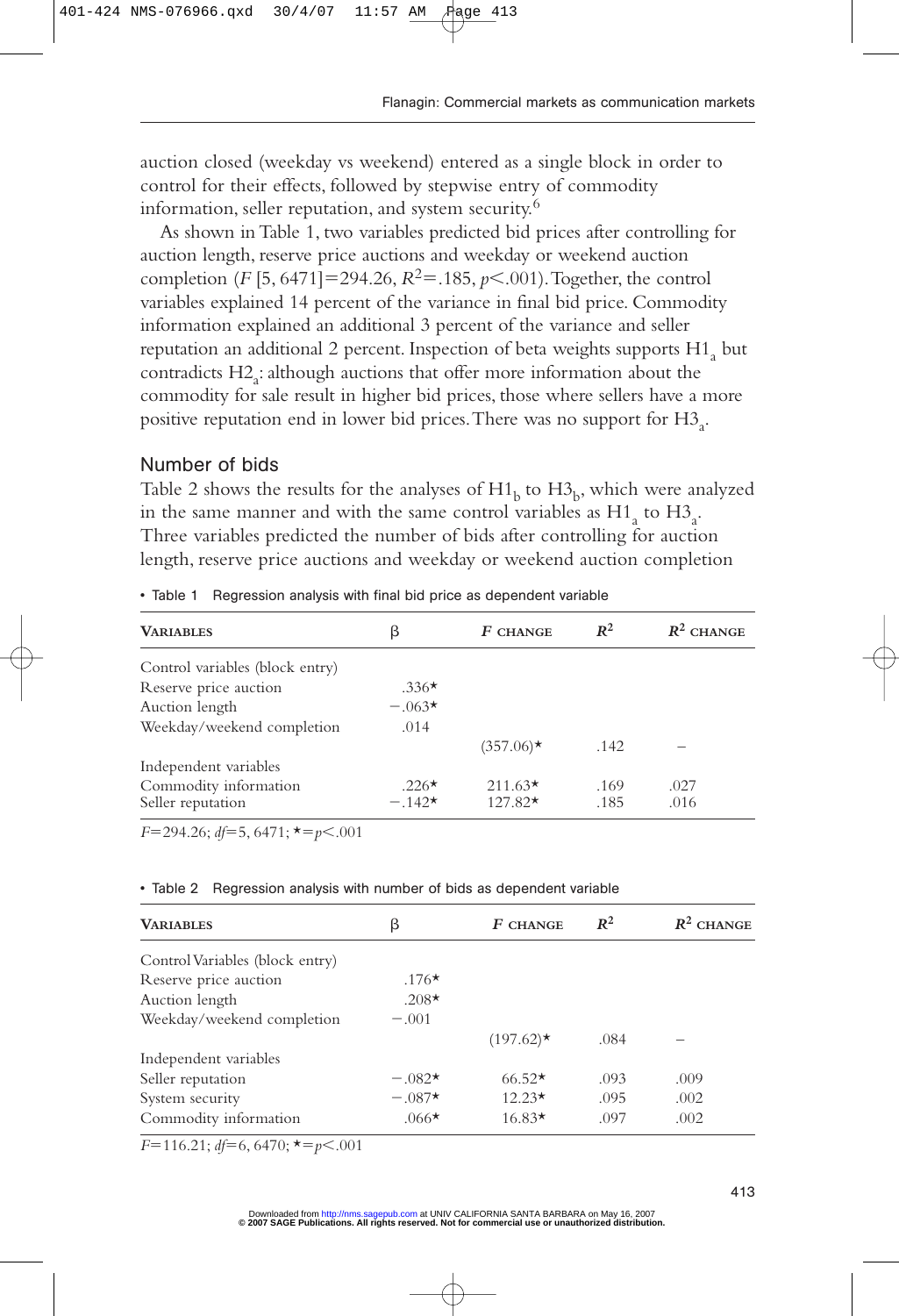auction closed (weekday vs weekend) entered as a single block in order to control for their effects, followed by stepwise entry of commodity information, seller reputation, and system security.[6]

As shown in Table 1, two variables predicted bid prices after controlling for auction length, reserve price auctions and weekday or weekend auction completion ($F$ [5, 6471]=294.26, $R^2$=.185, $p$<.001). Together, the control variables explained 14 percent of the variance in final bid price. Commodity information explained an additional 3 percent of the variance and seller reputation an additional 2 percent. Inspection of beta weights supports $H1_a$ but contradicts $H2_a$: although auctions that offer more information about the commodity for sale result in higher bid prices, those where sellers have a more positive reputation end in lower bid prices. There was no support for $H3_a$.

## Number of bids

Table 2 shows the results for the analyses of $H1_b$ to $H3_b$, which were analyzed in the same manner and with the same control variables as $H1_a$ to $H3_a$. Three variables predicted the number of bids after controlling for auction length, reserve price auctions and weekday or weekend auction completion

• Table 1 Regression analysis with final bid price as dependent variable

| VARIABLES | β | F CHANGE | $R^2$ | $R^2$ CHANGE |
|---|---|---|---|---|
| Control variables (block entry) | | | | |
| Reserve price auction | .336* | | | |
| Auction length | −.063* | | | |
| Weekday/weekend completion | .014 | | | |
| | | (357.06)* | .142 | – |
| Independent variables | | | | |
| Commodity information | .226* | 211.63* | .169 | .027 |
| Seller reputation | −.142* | 127.82* | .185 | .016 |

$F$=294.26; $df$=5, 6471; *=$p$<.001

• Table 2 Regression analysis with number of bids as dependent variable

| VARIABLES | β | F CHANGE | $R^2$ | $R^2$ CHANGE |
|---|---|---|---|---|
| Control Variables (block entry) | | | | |
| Reserve price auction | .176* | | | |
| Auction length | .208* | | | |
| Weekday/weekend completion | −.001 | | | |
| | | (197.62)* | .084 | – |
| Independent variables | | | | |
| Seller reputation | −.082* | 66.52* | .093 | .009 |
| System security | −.087* | 12.23* | .095 | .002 |
| Commodity information | .066* | 16.83* | .097 | .002 |

$F$=116.21; $df$=6, 6470; *=$p$<.001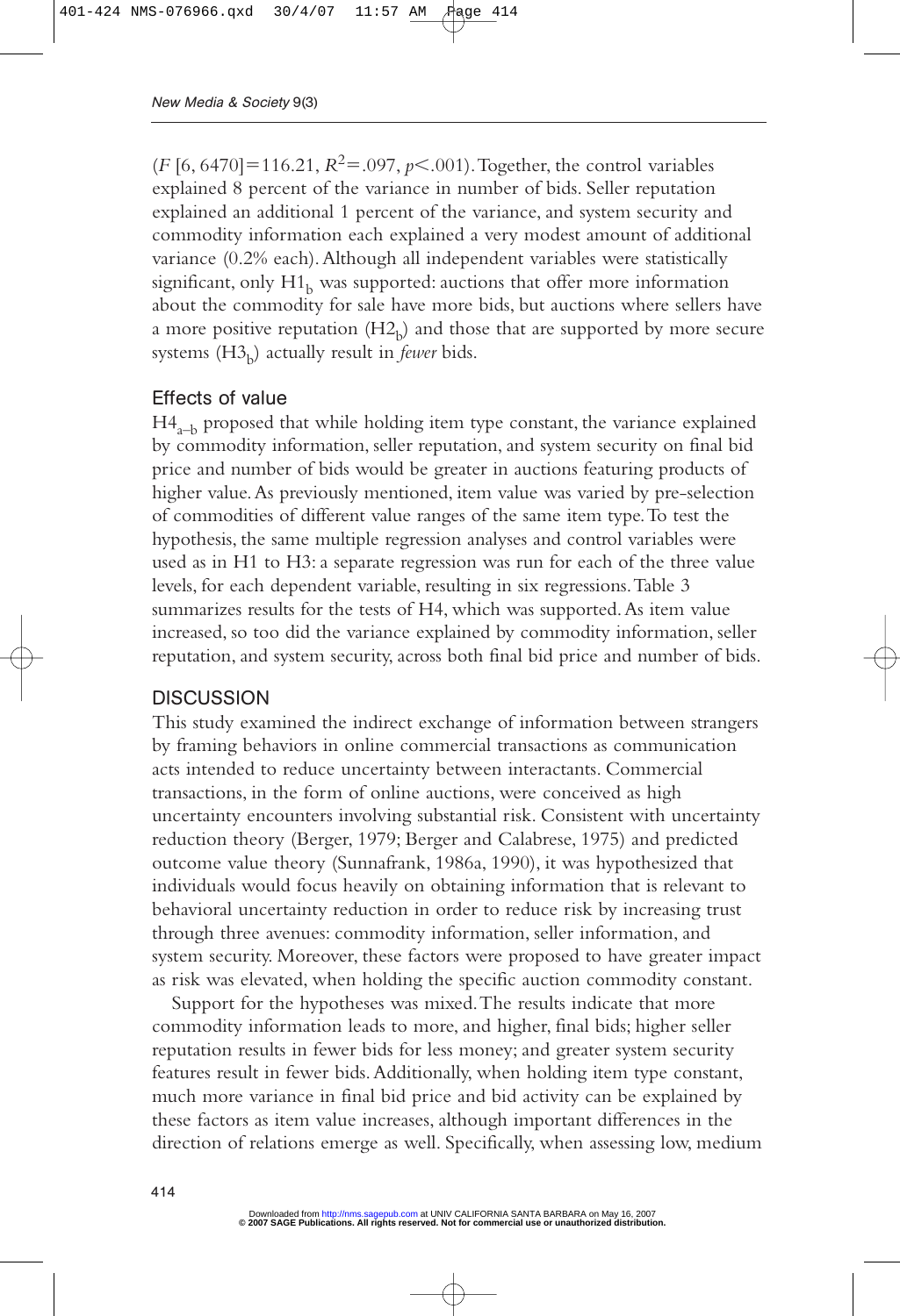($F$ [6, 6470]=116.21, $R^2$=.097, $p$<.001). Together, the control variables explained 8 percent of the variance in number of bids. Seller reputation explained an additional 1 percent of the variance, and system security and commodity information each explained a very modest amount of additional variance (0.2% each). Although all independent variables were statistically significant, only $H1_b$ was supported: auctions that offer more information about the commodity for sale have more bids, but auctions where sellers have a more positive reputation ($H2_b$) and those that are supported by more secure systems ($H3_b$) actually result in *fewer* bids.

### Effects of value

$H4_{a\text{–}b}$ proposed that while holding item type constant, the variance explained by commodity information, seller reputation, and system security on final bid price and number of bids would be greater in auctions featuring products of higher value. As previously mentioned, item value was varied by pre-selection of commodities of different value ranges of the same item type. To test the hypothesis, the same multiple regression analyses and control variables were used as in H1 to H3: a separate regression was run for each of the three value levels, for each dependent variable, resulting in six regressions. Table 3 summarizes results for the tests of H4, which was supported. As item value increased, so too did the variance explained by commodity information, seller reputation, and system security, across both final bid price and number of bids.

## DISCUSSION

This study examined the indirect exchange of information between strangers by framing behaviors in online commercial transactions as communication acts intended to reduce uncertainty between interactants. Commercial transactions, in the form of online auctions, were conceived as high uncertainty encounters involving substantial risk. Consistent with uncertainty reduction theory (Berger, 1979; Berger and Calabrese, 1975) and predicted outcome value theory (Sunnafrank, 1986a, 1990), it was hypothesized that individuals would focus heavily on obtaining information that is relevant to behavioral uncertainty reduction in order to reduce risk by increasing trust through three avenues: commodity information, seller information, and system security. Moreover, these factors were proposed to have greater impact as risk was elevated, when holding the specific auction commodity constant.

Support for the hypotheses was mixed. The results indicate that more commodity information leads to more, and higher, final bids; higher seller reputation results in fewer bids for less money; and greater system security features result in fewer bids. Additionally, when holding item type constant, much more variance in final bid price and bid activity can be explained by these factors as item value increases, although important differences in the direction of relations emerge as well. Specifically, when assessing low, medium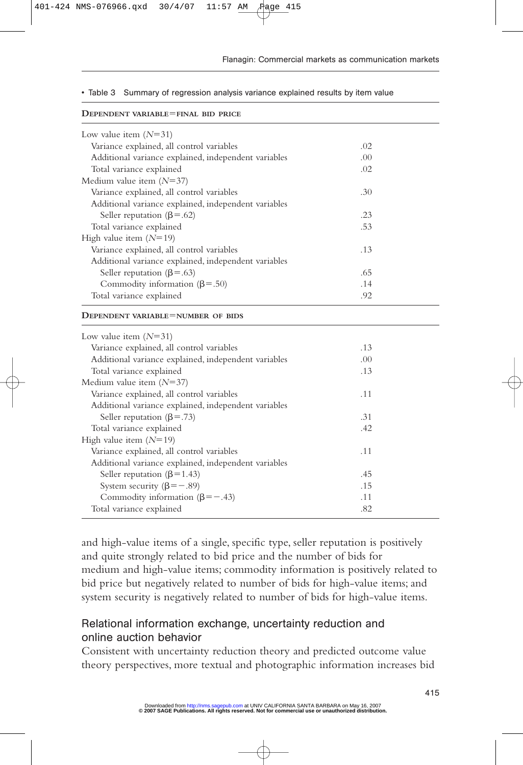Table 3 Summary of regression analysis variance explained results by item value

| DEPENDENT VARIABLE=FINAL BID PRICE | |
|---|---|
| Low value item ($N$=31) | |
| Variance explained, all control variables | .02 |
| Additional variance explained, independent variables | .00 |
| Total variance explained | .02 |
| Medium value item ($N$=37) | |
| Variance explained, all control variables | .30 |
| Additional variance explained, independent variables | |
| Seller reputation ($\beta$=.62) | .23 |
| Total variance explained | .53 |
| High value item ($N$=19) | |
| Variance explained, all control variables | .13 |
| Additional variance explained, independent variables | |
| Seller reputation ($\beta$=.63) | .65 |
| Commodity information ($\beta$=.50) | .14 |
| Total variance explained | .92 |
| **DEPENDENT VARIABLE=NUMBER OF BIDS** | |
| Low value item ($N$=31) | |
| Variance explained, all control variables | .13 |
| Additional variance explained, independent variables | .00 |
| Total variance explained | .13 |
| Medium value item ($N$=37) | |
| Variance explained, all control variables | .11 |
| Additional variance explained, independent variables | |
| Seller reputation ($\beta$=.73) | .31 |
| Total variance explained | .42 |
| High value item ($N$=19) | |
| Variance explained, all control variables | .11 |
| Additional variance explained, independent variables | |
| Seller reputation ($\beta$=1.43) | .45 |
| System security ($\beta$=−.89) | .15 |
| Commodity information ($\beta$=−.43) | .11 |
| Total variance explained | .82 |

and high-value items of a single, specific type, seller reputation is positively and quite strongly related to bid price and the number of bids for medium and high-value items; commodity information is positively related to bid price but negatively related to number of bids for high-value items; and system security is negatively related to number of bids for high-value items.

## Relational information exchange, uncertainty reduction and online auction behavior

Consistent with uncertainty reduction theory and predicted outcome value theory perspectives, more textual and photographic information increases bid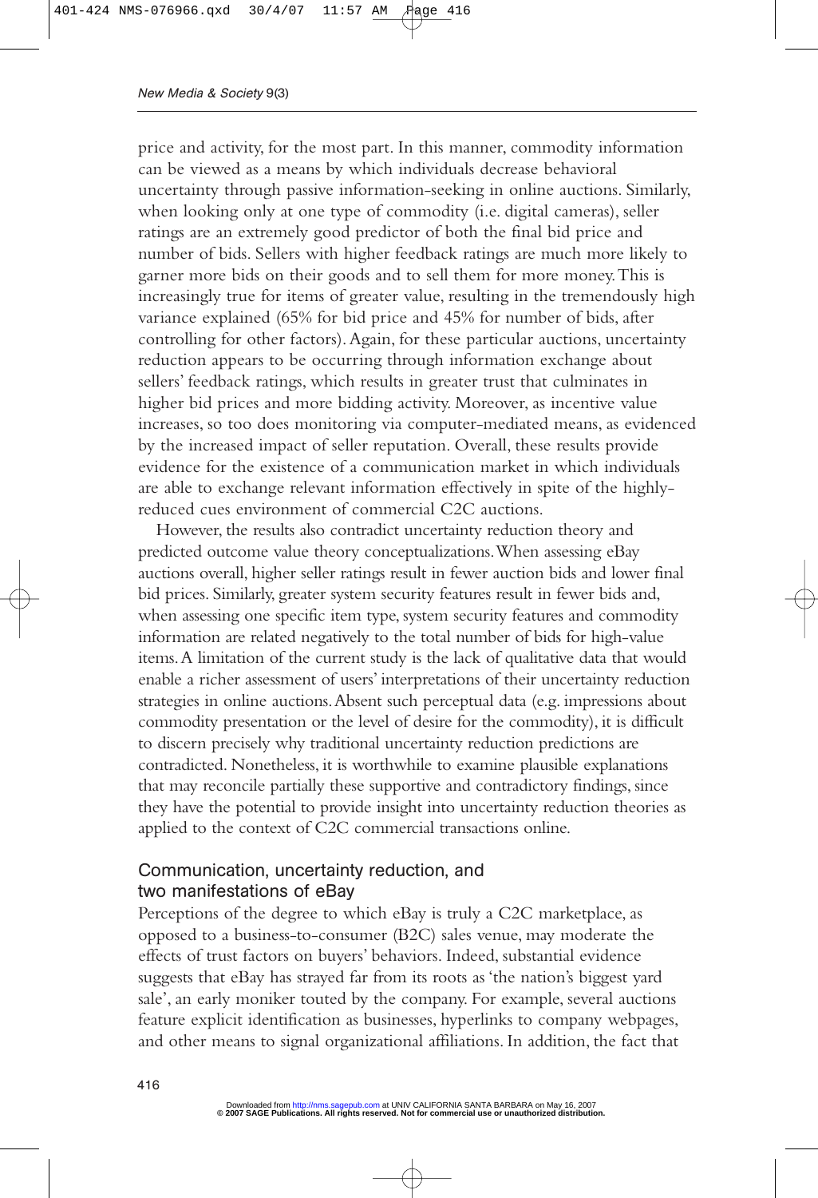price and activity, for the most part. In this manner, commodity information can be viewed as a means by which individuals decrease behavioral uncertainty through passive information-seeking in online auctions. Similarly, when looking only at one type of commodity (i.e. digital cameras), seller ratings are an extremely good predictor of both the final bid price and number of bids. Sellers with higher feedback ratings are much more likely to garner more bids on their goods and to sell them for more money. This is increasingly true for items of greater value, resulting in the tremendously high variance explained (65% for bid price and 45% for number of bids, after controlling for other factors). Again, for these particular auctions, uncertainty reduction appears to be occurring through information exchange about sellers' feedback ratings, which results in greater trust that culminates in higher bid prices and more bidding activity. Moreover, as incentive value increases, so too does monitoring via computer-mediated means, as evidenced by the increased impact of seller reputation. Overall, these results provide evidence for the existence of a communication market in which individuals are able to exchange relevant information effectively in spite of the highly-reduced cues environment of commercial C2C auctions.

However, the results also contradict uncertainty reduction theory and predicted outcome value theory conceptualizations. When assessing eBay auctions overall, higher seller ratings result in fewer auction bids and lower final bid prices. Similarly, greater system security features result in fewer bids and, when assessing one specific item type, system security features and commodity information are related negatively to the total number of bids for high-value items. A limitation of the current study is the lack of qualitative data that would enable a richer assessment of users' interpretations of their uncertainty reduction strategies in online auctions. Absent such perceptual data (e.g. impressions about commodity presentation or the level of desire for the commodity), it is difficult to discern precisely why traditional uncertainty reduction predictions are contradicted. Nonetheless, it is worthwhile to examine plausible explanations that may reconcile partially these supportive and contradictory findings, since they have the potential to provide insight into uncertainty reduction theories as applied to the context of C2C commercial transactions online.

## Communication, uncertainty reduction, and two manifestations of eBay

Perceptions of the degree to which eBay is truly a C2C marketplace, as opposed to a business-to-consumer (B2C) sales venue, may moderate the effects of trust factors on buyers' behaviors. Indeed, substantial evidence suggests that eBay has strayed far from its roots as 'the nation's biggest yard sale', an early moniker touted by the company. For example, several auctions feature explicit identification as businesses, hyperlinks to company webpages, and other means to signal organizational affiliations. In addition, the fact that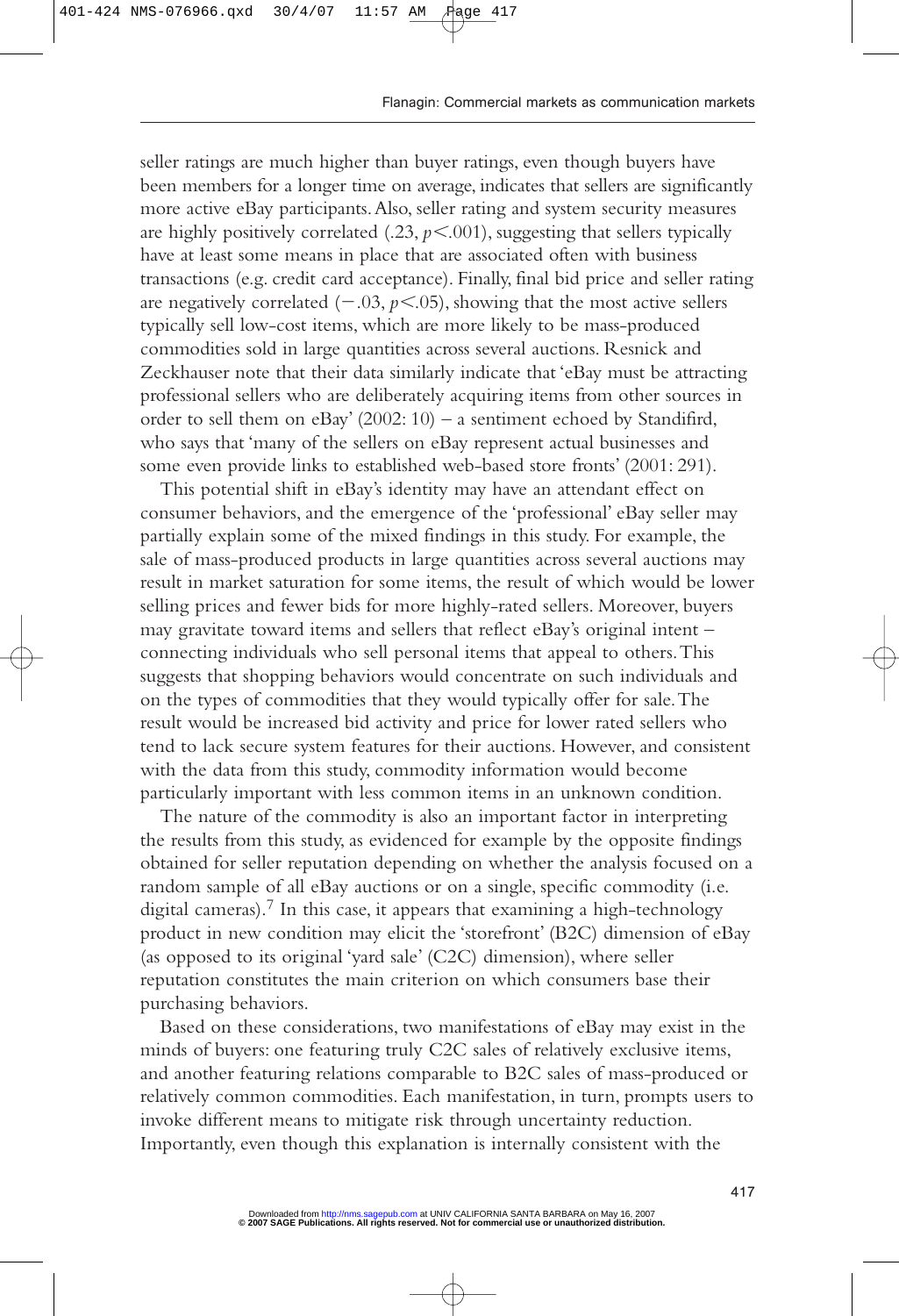seller ratings are much higher than buyer ratings, even though buyers have been members for a longer time on average, indicates that sellers are significantly more active eBay participants. Also, seller rating and system security measures are highly positively correlated (.23, $p < .001$), suggesting that sellers typically have at least some means in place that are associated often with business transactions (e.g. credit card acceptance). Finally, final bid price and seller rating are negatively correlated ($-.03$, $p < .05$), showing that the most active sellers typically sell low-cost items, which are more likely to be mass-produced commodities sold in large quantities across several auctions. Resnick and Zeckhauser note that their data similarly indicate that 'eBay must be attracting professional sellers who are deliberately acquiring items from other sources in order to sell them on eBay' (2002: 10) – a sentiment echoed by Standifird, who says that 'many of the sellers on eBay represent actual businesses and some even provide links to established web-based store fronts' (2001: 291).

This potential shift in eBay's identity may have an attendant effect on consumer behaviors, and the emergence of the 'professional' eBay seller may partially explain some of the mixed findings in this study. For example, the sale of mass-produced products in large quantities across several auctions may result in market saturation for some items, the result of which would be lower selling prices and fewer bids for more highly-rated sellers. Moreover, buyers may gravitate toward items and sellers that reflect eBay's original intent – connecting individuals who sell personal items that appeal to others. This suggests that shopping behaviors would concentrate on such individuals and on the types of commodities that they would typically offer for sale. The result would be increased bid activity and price for lower rated sellers who tend to lack secure system features for their auctions. However, and consistent with the data from this study, commodity information would become particularly important with less common items in an unknown condition.

The nature of the commodity is also an important factor in interpreting the results from this study, as evidenced for example by the opposite findings obtained for seller reputation depending on whether the analysis focused on a random sample of all eBay auctions or on a single, specific commodity (i.e. digital cameras).[7] In this case, it appears that examining a high-technology product in new condition may elicit the 'storefront' (B2C) dimension of eBay (as opposed to its original 'yard sale' (C2C) dimension), where seller reputation constitutes the main criterion on which consumers base their purchasing behaviors.

Based on these considerations, two manifestations of eBay may exist in the minds of buyers: one featuring truly C2C sales of relatively exclusive items, and another featuring relations comparable to B2C sales of mass-produced or relatively common commodities. Each manifestation, in turn, prompts users to invoke different means to mitigate risk through uncertainty reduction. Importantly, even though this explanation is internally consistent with the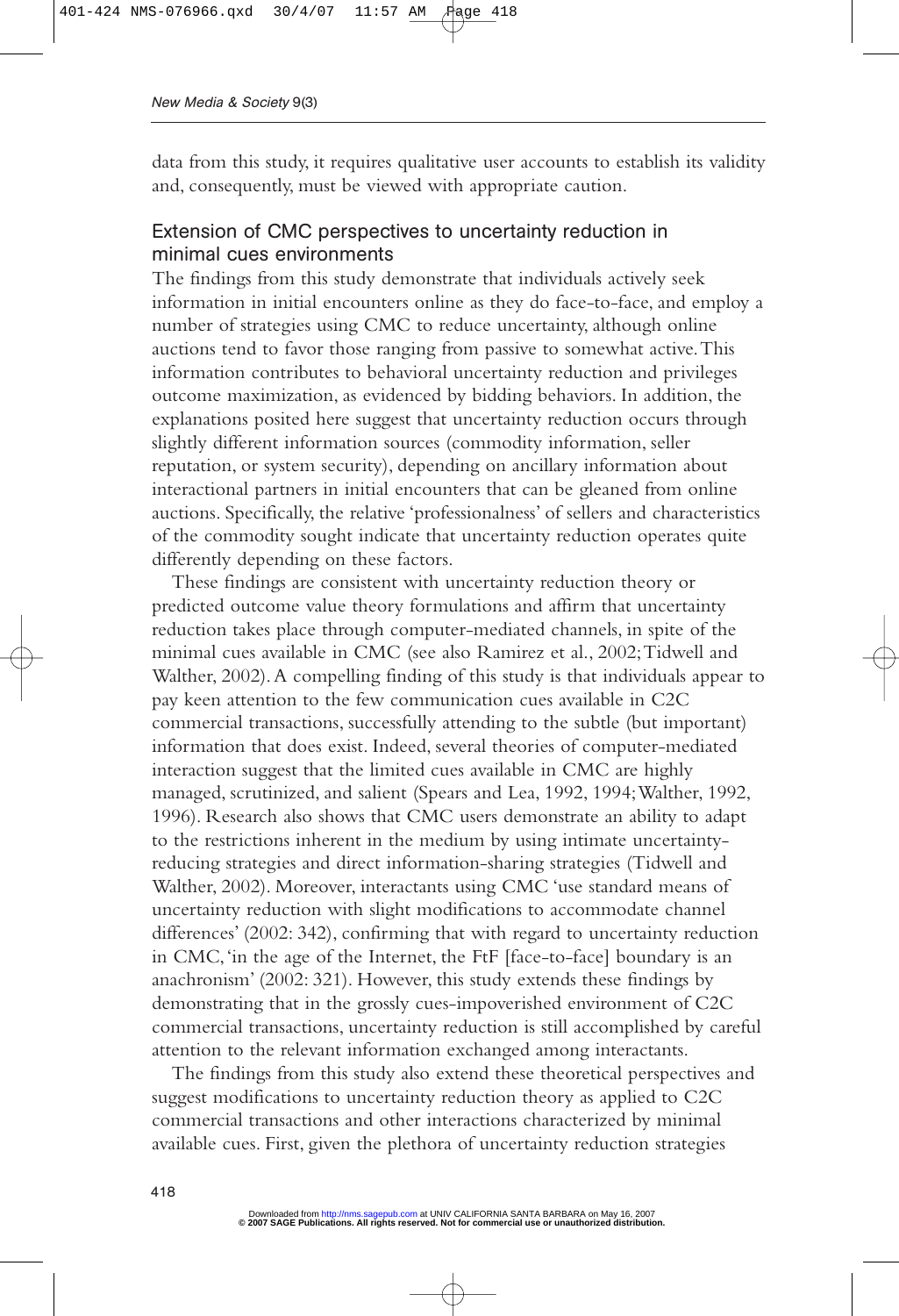data from this study, it requires qualitative user accounts to establish its validity and, consequently, must be viewed with appropriate caution.

## Extension of CMC perspectives to uncertainty reduction in minimal cues environments

The findings from this study demonstrate that individuals actively seek information in initial encounters online as they do face-to-face, and employ a number of strategies using CMC to reduce uncertainty, although online auctions tend to favor those ranging from passive to somewhat active. This information contributes to behavioral uncertainty reduction and privileges outcome maximization, as evidenced by bidding behaviors. In addition, the explanations posited here suggest that uncertainty reduction occurs through slightly different information sources (commodity information, seller reputation, or system security), depending on ancillary information about interactional partners in initial encounters that can be gleaned from online auctions. Specifically, the relative 'professionalness' of sellers and characteristics of the commodity sought indicate that uncertainty reduction operates quite differently depending on these factors.

These findings are consistent with uncertainty reduction theory or predicted outcome value theory formulations and affirm that uncertainty reduction takes place through computer-mediated channels, in spite of the minimal cues available in CMC (see also Ramirez et al., 2002; Tidwell and Walther, 2002). A compelling finding of this study is that individuals appear to pay keen attention to the few communication cues available in C2C commercial transactions, successfully attending to the subtle (but important) information that does exist. Indeed, several theories of computer-mediated interaction suggest that the limited cues available in CMC are highly managed, scrutinized, and salient (Spears and Lea, 1992, 1994; Walther, 1992, 1996). Research also shows that CMC users demonstrate an ability to adapt to the restrictions inherent in the medium by using intimate uncertainty-reducing strategies and direct information-sharing strategies (Tidwell and Walther, 2002). Moreover, interactants using CMC 'use standard means of uncertainty reduction with slight modifications to accommodate channel differences' (2002: 342), confirming that with regard to uncertainty reduction in CMC, 'in the age of the Internet, the FtF [face-to-face] boundary is an anachronism' (2002: 321). However, this study extends these findings by demonstrating that in the grossly cues-impoverished environment of C2C commercial transactions, uncertainty reduction is still accomplished by careful attention to the relevant information exchanged among interactants.

The findings from this study also extend these theoretical perspectives and suggest modifications to uncertainty reduction theory as applied to C2C commercial transactions and other interactions characterized by minimal available cues. First, given the plethora of uncertainty reduction strategies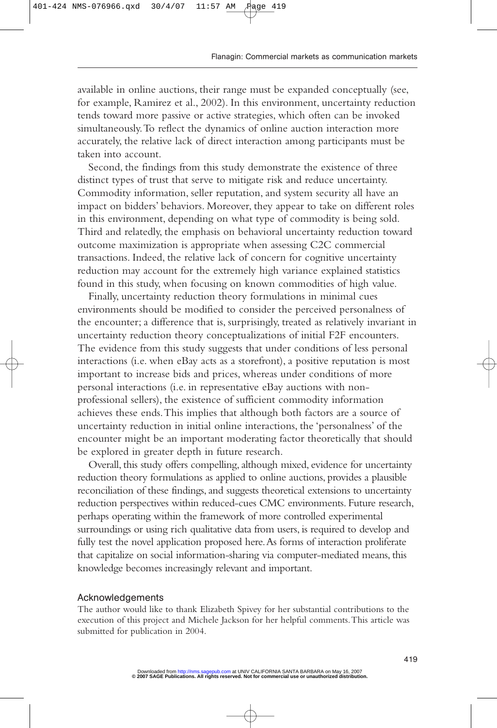available in online auctions, their range must be expanded conceptually (see, for example, Ramirez et al., 2002). In this environment, uncertainty reduction tends toward more passive or active strategies, which often can be invoked simultaneously. To reflect the dynamics of online auction interaction more accurately, the relative lack of direct interaction among participants must be taken into account.

Second, the findings from this study demonstrate the existence of three distinct types of trust that serve to mitigate risk and reduce uncertainty. Commodity information, seller reputation, and system security all have an impact on bidders' behaviors. Moreover, they appear to take on different roles in this environment, depending on what type of commodity is being sold. Third and relatedly, the emphasis on behavioral uncertainty reduction toward outcome maximization is appropriate when assessing C2C commercial transactions. Indeed, the relative lack of concern for cognitive uncertainty reduction may account for the extremely high variance explained statistics found in this study, when focusing on known commodities of high value.

Finally, uncertainty reduction theory formulations in minimal cues environments should be modified to consider the perceived personalness of the encounter; a difference that is, surprisingly, treated as relatively invariant in uncertainty reduction theory conceptualizations of initial F2F encounters. The evidence from this study suggests that under conditions of less personal interactions (i.e. when eBay acts as a storefront), a positive reputation is most important to increase bids and prices, whereas under conditions of more personal interactions (i.e. in representative eBay auctions with non-professional sellers), the existence of sufficient commodity information achieves these ends. This implies that although both factors are a source of uncertainty reduction in initial online interactions, the 'personalness' of the encounter might be an important moderating factor theoretically that should be explored in greater depth in future research.

Overall, this study offers compelling, although mixed, evidence for uncertainty reduction theory formulations as applied to online auctions, provides a plausible reconciliation of these findings, and suggests theoretical extensions to uncertainty reduction perspectives within reduced-cues CMC environments. Future research, perhaps operating within the framework of more controlled experimental surroundings or using rich qualitative data from users, is required to develop and fully test the novel application proposed here. As forms of interaction proliferate that capitalize on social information-sharing via computer-mediated means, this knowledge becomes increasingly relevant and important.

## Acknowledgements

The author would like to thank Elizabeth Spivey for her substantial contributions to the execution of this project and Michele Jackson for her helpful comments. This article was submitted for publication in 2004.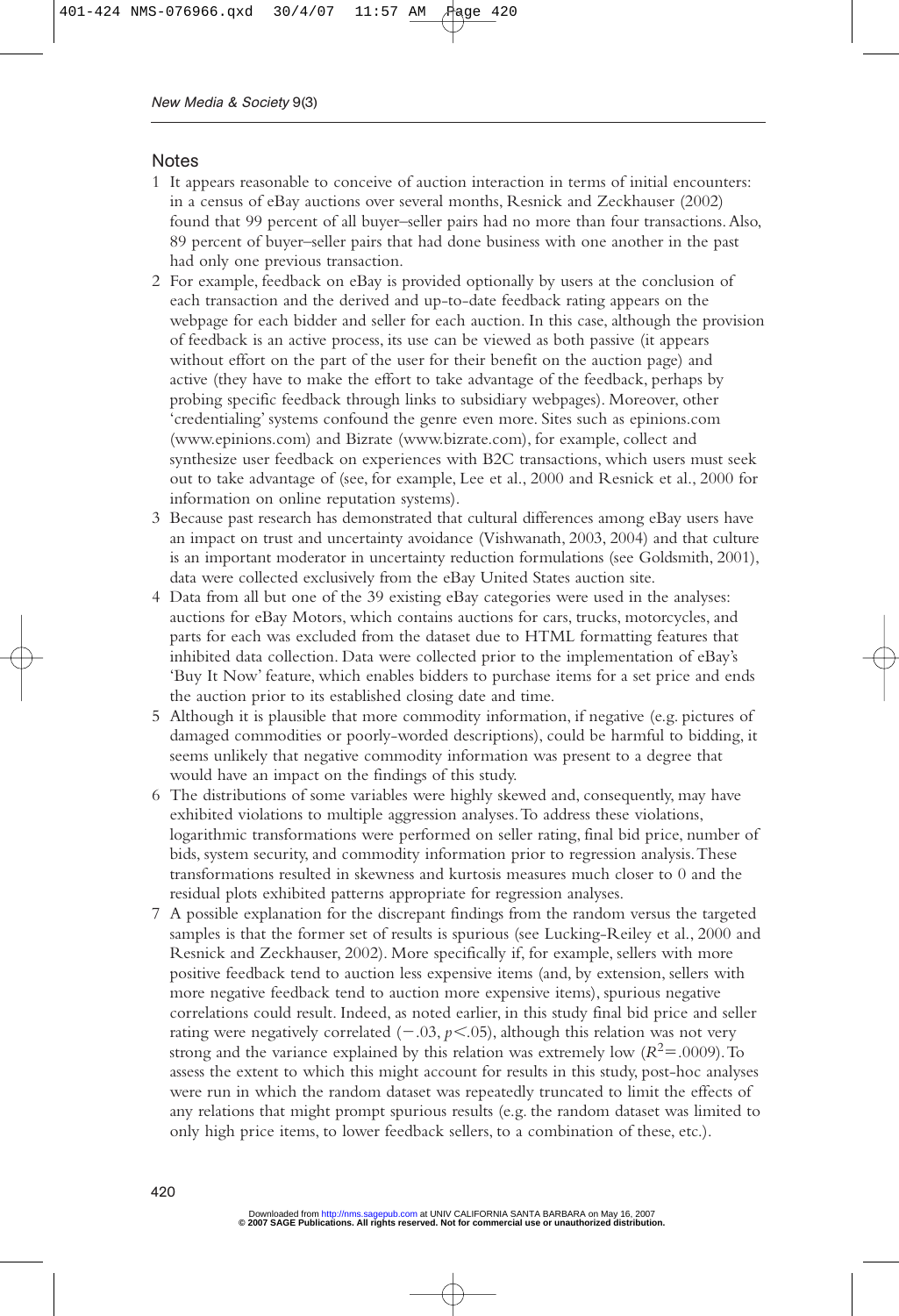## Notes

1. It appears reasonable to conceive of auction interaction in terms of initial encounters: in a census of eBay auctions over several months, Resnick and Zeckhauser (2002) found that 99 percent of all buyer–seller pairs had no more than four transactions. Also, 89 percent of buyer–seller pairs that had done business with one another in the past had only one previous transaction.
2. For example, feedback on eBay is provided optionally by users at the conclusion of each transaction and the derived and up-to-date feedback rating appears on the webpage for each bidder and seller for each auction. In this case, although the provision of feedback is an active process, its use can be viewed as both passive (it appears without effort on the part of the user for their benefit on the auction page) and active (they have to make the effort to take advantage of the feedback, perhaps by probing specific feedback through links to subsidiary webpages). Moreover, other 'credentialing' systems confound the genre even more. Sites such as epinions.com (www.epinions.com) and Bizrate (www.bizrate.com), for example, collect and synthesize user feedback on experiences with B2C transactions, which users must seek out to take advantage of (see, for example, Lee et al., 2000 and Resnick et al., 2000 for information on online reputation systems).
3. Because past research has demonstrated that cultural differences among eBay users have an impact on trust and uncertainty avoidance (Vishwanath, 2003, 2004) and that culture is an important moderator in uncertainty reduction formulations (see Goldsmith, 2001), data were collected exclusively from the eBay United States auction site.
4. Data from all but one of the 39 existing eBay categories were used in the analyses: auctions for eBay Motors, which contains auctions for cars, trucks, motorcycles, and parts for each was excluded from the dataset due to HTML formatting features that inhibited data collection. Data were collected prior to the implementation of eBay's 'Buy It Now' feature, which enables bidders to purchase items for a set price and ends the auction prior to its established closing date and time.
5. Although it is plausible that more commodity information, if negative (e.g. pictures of damaged commodities or poorly-worded descriptions), could be harmful to bidding, it seems unlikely that negative commodity information was present to a degree that would have an impact on the findings of this study.
6. The distributions of some variables were highly skewed and, consequently, may have exhibited violations to multiple aggression analyses. To address these violations, logarithmic transformations were performed on seller rating, final bid price, number of bids, system security, and commodity information prior to regression analysis. These transformations resulted in skewness and kurtosis measures much closer to 0 and the residual plots exhibited patterns appropriate for regression analyses.
7. A possible explanation for the discrepant findings from the random versus the targeted samples is that the former set of results is spurious (see Lucking-Reiley et al., 2000 and Resnick and Zeckhauser, 2002). More specifically if, for example, sellers with more positive feedback tend to auction less expensive items (and, by extension, sellers with more negative feedback tend to auction more expensive items), spurious negative correlations could result. Indeed, as noted earlier, in this study final bid price and seller rating were negatively correlated ($-.03$, $p < .05$), although this relation was not very strong and the variance explained by this relation was extremely low ($R^2 = .0009$). To assess the extent to which this might account for results in this study, post-hoc analyses were run in which the random dataset was repeatedly truncated to limit the effects of any relations that might prompt spurious results (e.g. the random dataset was limited to only high price items, to lower feedback sellers, to a combination of these, etc.).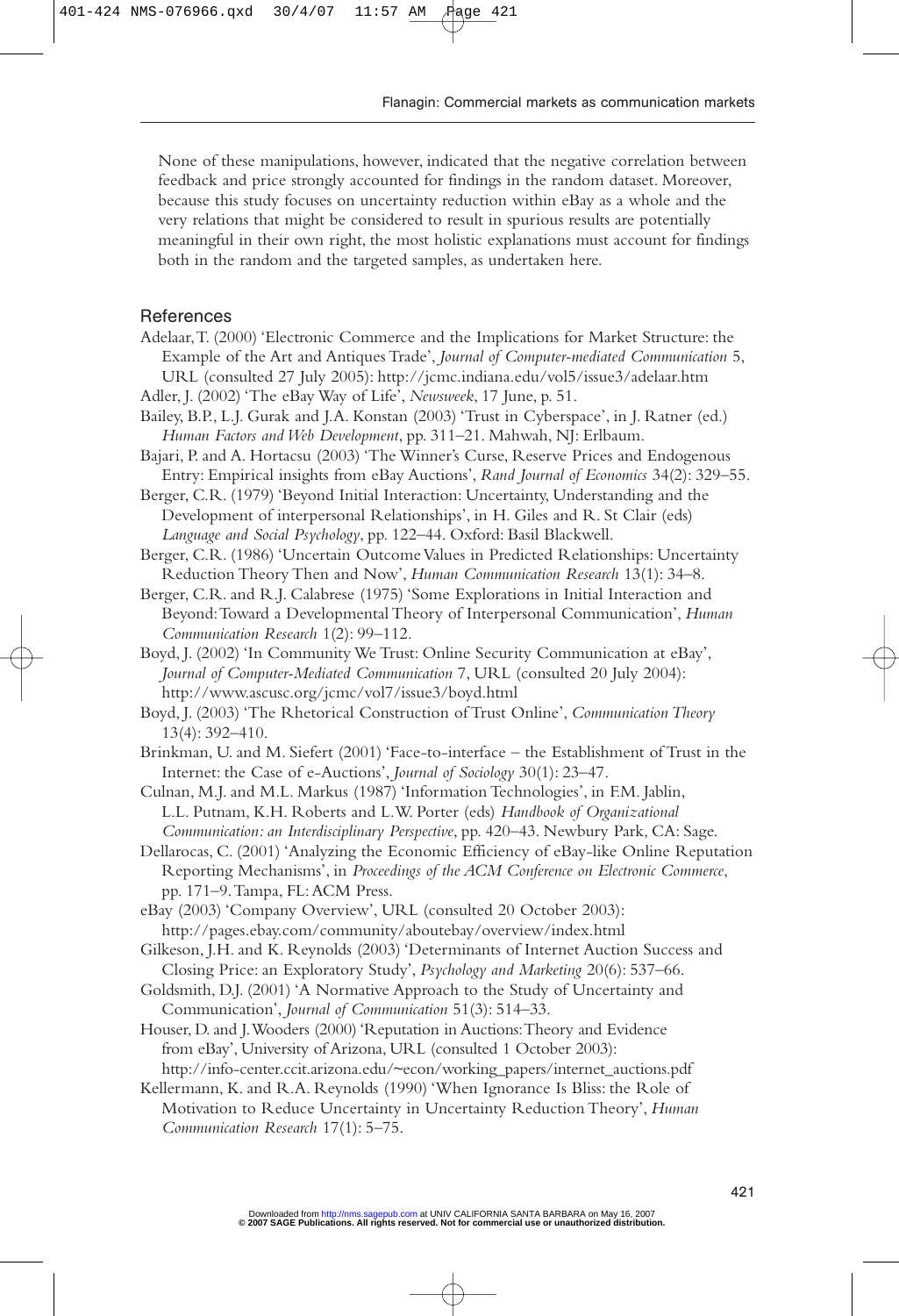None of these manipulations, however, indicated that the negative correlation between feedback and price strongly accounted for findings in the random dataset. Moreover, because this study focuses on uncertainty reduction within eBay as a whole and the very relations that might be considered to result in spurious results are potentially meaningful in their own right, the most holistic explanations must account for findings both in the random and the targeted samples, as undertaken here.

## References

Adelaar, T. (2000) 'Electronic Commerce and the Implications for Market Structure: the Example of the Art and Antiques Trade', *Journal of Computer-mediated Communication* 5, URL (consulted 27 July 2005): http://jcmc.indiana.edu/vol5/issue3/adelaar.htm

Adler, J. (2002) 'The eBay Way of Life', *Newsweek*, 17 June, p. 51.

Bailey, B.P., L.J. Gurak and J.A. Konstan (2003) 'Trust in Cyberspace', in J. Ratner (ed.) *Human Factors and Web Development*, pp. 311–21. Mahwah, NJ: Erlbaum.

Bajari, P. and A. Hortacsu (2003) 'The Winner's Curse, Reserve Prices and Endogenous Entry: Empirical insights from eBay Auctions', *Rand Journal of Economics* 34(2): 329–55.

Berger, C.R. (1979) 'Beyond Initial Interaction: Uncertainty, Understanding and the Development of interpersonal Relationships', in H. Giles and R. St Clair (eds) *Language and Social Psychology*, pp. 122–44. Oxford: Basil Blackwell.

Berger, C.R. (1986) 'Uncertain Outcome Values in Predicted Relationships: Uncertainty Reduction Theory Then and Now', *Human Communication Research* 13(1): 34–8.

Berger, C.R. and R.J. Calabrese (1975) 'Some Explorations in Initial Interaction and Beyond: Toward a Developmental Theory of Interpersonal Communication', *Human Communication Research* 1(2): 99–112.

Boyd, J. (2002) 'In Community We Trust: Online Security Communication at eBay', *Journal of Computer-Mediated Communication* 7, URL (consulted 20 July 2004): http://www.ascusc.org/jcmc/vol7/issue3/boyd.html

Boyd, J. (2003) 'The Rhetorical Construction of Trust Online', *Communication Theory* 13(4): 392–410.

Brinkman, U. and M. Siefert (2001) 'Face-to-interface – the Establishment of Trust in the Internet: the Case of e-Auctions', *Journal of Sociology* 30(1): 23–47.

Culnan, M.J. and M.L. Markus (1987) 'Information Technologies', in F.M. Jablin, L.L. Putnam, K.H. Roberts and L.W. Porter (eds) *Handbook of Organizational Communication: an Interdisciplinary Perspective*, pp. 420–43. Newbury Park, CA: Sage.

Dellarocas, C. (2001) 'Analyzing the Economic Efficiency of eBay-like Online Reputation Reporting Mechanisms', in *Proceedings of the ACM Conference on Electronic Commerce*, pp. 171–9. Tampa, FL: ACM Press.

eBay (2003) 'Company Overview', URL (consulted 20 October 2003): http://pages.ebay.com/community/aboutebay/overview/index.html

Gilkeson, J.H. and K. Reynolds (2003) 'Determinants of Internet Auction Success and Closing Price: an Exploratory Study', *Psychology and Marketing* 20(6): 537–66.

Goldsmith, D.J. (2001) 'A Normative Approach to the Study of Uncertainty and Communication', *Journal of Communication* 51(3): 514–33.

Houser, D. and J. Wooders (2000) 'Reputation in Auctions: Theory and Evidence from eBay', University of Arizona, URL (consulted 1 October 2003): http://info-center.ccit.arizona.edu/~econ/working_papers/internet_auctions.pdf

Kellermann, K. and R.A. Reynolds (1990) 'When Ignorance Is Bliss: the Role of Motivation to Reduce Uncertainty in Uncertainty Reduction Theory', *Human Communication Research* 17(1): 5–75.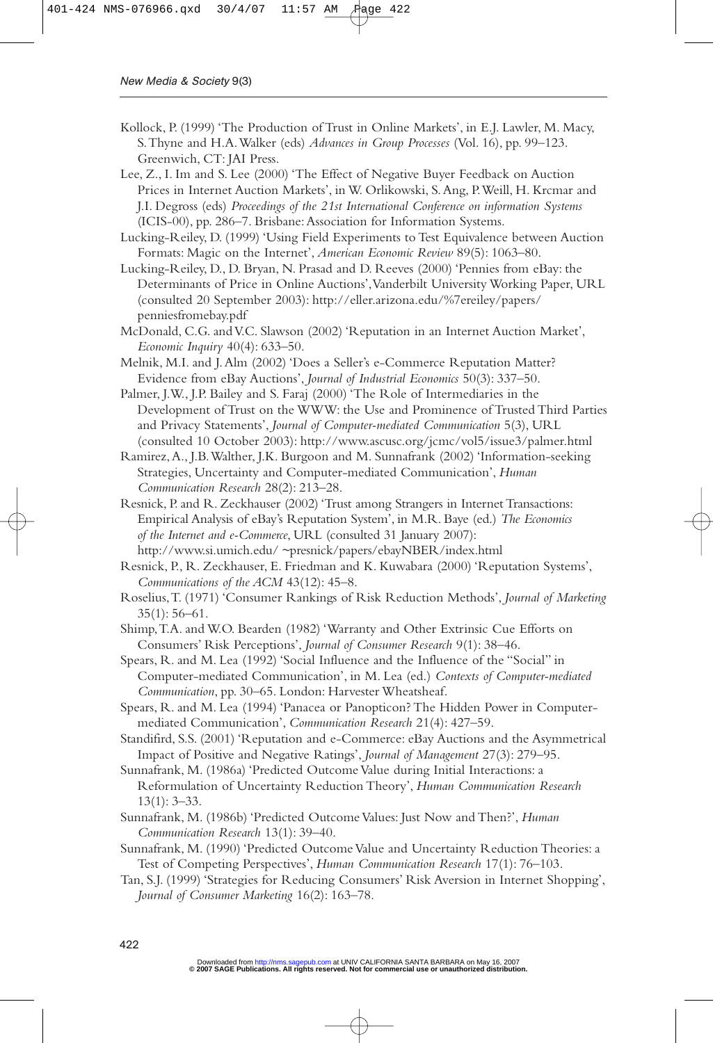Kollock, P. (1999) 'The Production of Trust in Online Markets', in E.J. Lawler, M. Macy, S. Thyne and H.A. Walker (eds) *Advances in Group Processes* (Vol. 16), pp. 99–123. Greenwich, CT: JAI Press.

Lee, Z., I. Im and S. Lee (2000) 'The Effect of Negative Buyer Feedback on Auction Prices in Internet Auction Markets', in W. Orlikowski, S. Ang, P. Weill, H. Krcmar and J.I. Degross (eds) *Proceedings of the 21st International Conference on information Systems* (ICIS-00), pp. 286–7. Brisbane: Association for Information Systems.

Lucking-Reiley, D. (1999) 'Using Field Experiments to Test Equivalence between Auction Formats: Magic on the Internet', *American Economic Review* 89(5): 1063–80.

Lucking-Reiley, D., D. Bryan, N. Prasad and D. Reeves (2000) 'Pennies from eBay: the Determinants of Price in Online Auctions', Vanderbilt University Working Paper, URL (consulted 20 September 2003): http://eller.arizona.edu/%7ereiley/papers/penniesfromebay.pdf

McDonald, C.G. and V.C. Slawson (2002) 'Reputation in an Internet Auction Market', *Economic Inquiry* 40(4): 633–50.

Melnik, M.I. and J. Alm (2002) 'Does a Seller's e-Commerce Reputation Matter? Evidence from eBay Auctions', *Journal of Industrial Economics* 50(3): 337–50.

Palmer, J.W., J.P. Bailey and S. Faraj (2000) 'The Role of Intermediaries in the Development of Trust on the WWW: the Use and Prominence of Trusted Third Parties and Privacy Statements', *Journal of Computer-mediated Communication* 5(3), URL (consulted 10 October 2003): http://www.ascusc.org/jcmc/vol5/issue3/palmer.html

Ramirez, A., J.B. Walther, J.K. Burgoon and M. Sunnafrank (2002) 'Information-seeking Strategies, Uncertainty and Computer-mediated Communication', *Human Communication Research* 28(2): 213–28.

Resnick, P. and R. Zeckhauser (2002) 'Trust among Strangers in Internet Transactions: Empirical Analysis of eBay's Reputation System', in M.R. Baye (ed.) *The Economics of the Internet and e-Commerce*, URL (consulted 31 January 2007): http://www.si.umich.edu/ ~presnick/papers/ebayNBER/index.html

Resnick, P., R. Zeckhauser, E. Friedman and K. Kuwabara (2000) 'Reputation Systems', *Communications of the ACM* 43(12): 45–8.

Roselius, T. (1971) 'Consumer Rankings of Risk Reduction Methods', *Journal of Marketing* 35(1): 56–61.

Shimp, T.A. and W.O. Bearden (1982) 'Warranty and Other Extrinsic Cue Efforts on Consumers' Risk Perceptions', *Journal of Consumer Research* 9(1): 38–46.

Spears, R. and M. Lea (1992) 'Social Influence and the Influence of the "Social" in Computer-mediated Communication', in M. Lea (ed.) *Contexts of Computer-mediated Communication*, pp. 30–65. London: Harvester Wheatsheaf.

Spears, R. and M. Lea (1994) 'Panacea or Panopticon? The Hidden Power in Computer-mediated Communication', *Communication Research* 21(4): 427–59.

Standifird, S.S. (2001) 'Reputation and e-Commerce: eBay Auctions and the Asymmetrical Impact of Positive and Negative Ratings', *Journal of Management* 27(3): 279–95.

Sunnafrank, M. (1986a) 'Predicted Outcome Value during Initial Interactions: a Reformulation of Uncertainty Reduction Theory', *Human Communication Research* 13(1): 3–33.

Sunnafrank, M. (1986b) 'Predicted Outcome Values: Just Now and Then?', *Human Communication Research* 13(1): 39–40.

Sunnafrank, M. (1990) 'Predicted Outcome Value and Uncertainty Reduction Theories: a Test of Competing Perspectives', *Human Communication Research* 17(1): 76–103.

Tan, S.J. (1999) 'Strategies for Reducing Consumers' Risk Aversion in Internet Shopping', *Journal of Consumer Marketing* 16(2): 163–78.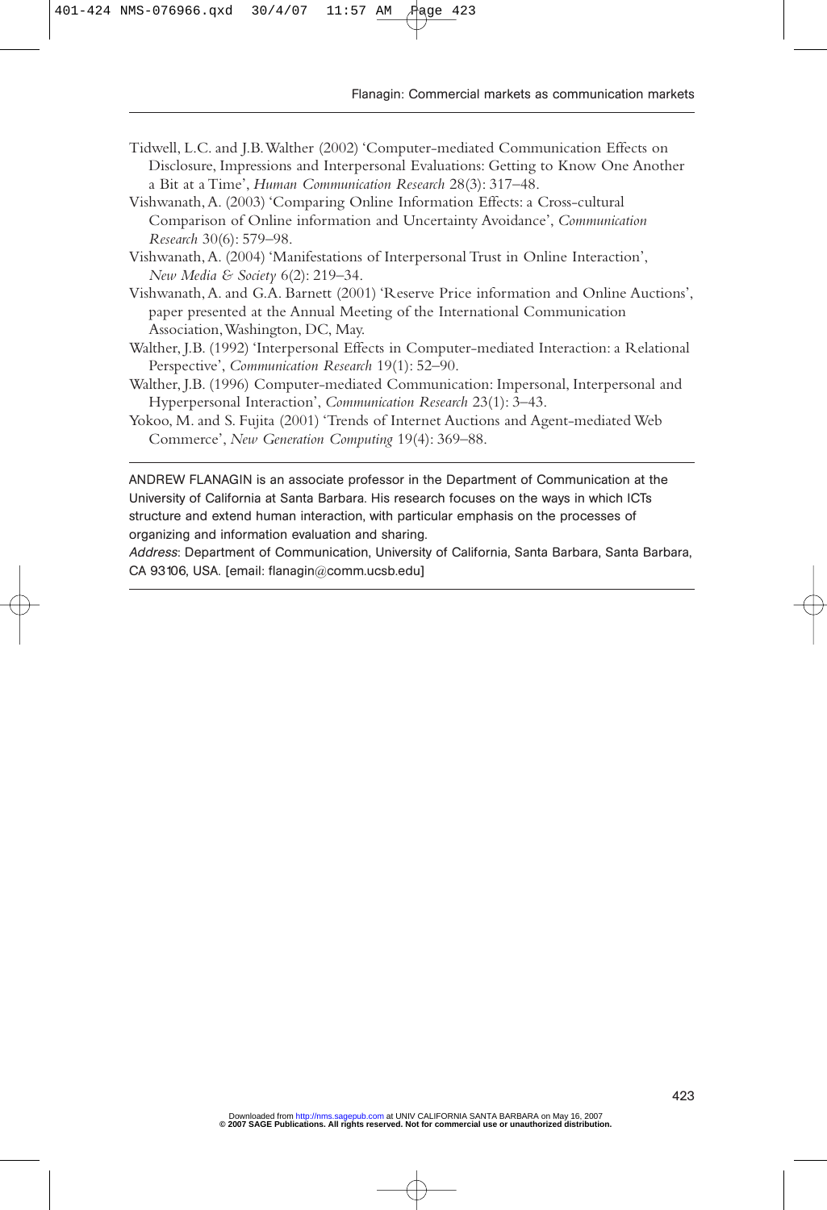Tidwell, L.C. and J.B. Walther (2002) 'Computer-mediated Communication Effects on Disclosure, Impressions and Interpersonal Evaluations: Getting to Know One Another a Bit at a Time', *Human Communication Research* 28(3): 317–48.

Vishwanath, A. (2003) 'Comparing Online Information Effects: a Cross-cultural Comparison of Online information and Uncertainty Avoidance', *Communication Research* 30(6): 579–98.

Vishwanath, A. (2004) 'Manifestations of Interpersonal Trust in Online Interaction', *New Media & Society* 6(2): 219–34.

Vishwanath, A. and G.A. Barnett (2001) 'Reserve Price information and Online Auctions', paper presented at the Annual Meeting of the International Communication Association, Washington, DC, May.

Walther, J.B. (1992) 'Interpersonal Effects in Computer-mediated Interaction: a Relational Perspective', *Communication Research* 19(1): 52–90.

Walther, J.B. (1996) Computer-mediated Communication: Impersonal, Interpersonal and Hyperpersonal Interaction', *Communication Research* 23(1): 3–43.

Yokoo, M. and S. Fujita (2001) 'Trends of Internet Auctions and Agent-mediated Web Commerce', *New Generation Computing* 19(4): 369–88.

---

ANDREW FLANAGIN is an associate professor in the Department of Communication at the University of California at Santa Barbara. His research focuses on the ways in which ICTs structure and extend human interaction, with particular emphasis on the processes of organizing and information evaluation and sharing.

*Address*: Department of Communication, University of California, Santa Barbara, Santa Barbara, CA 93106, USA. [email: flanagin@comm.ucsb.edu]